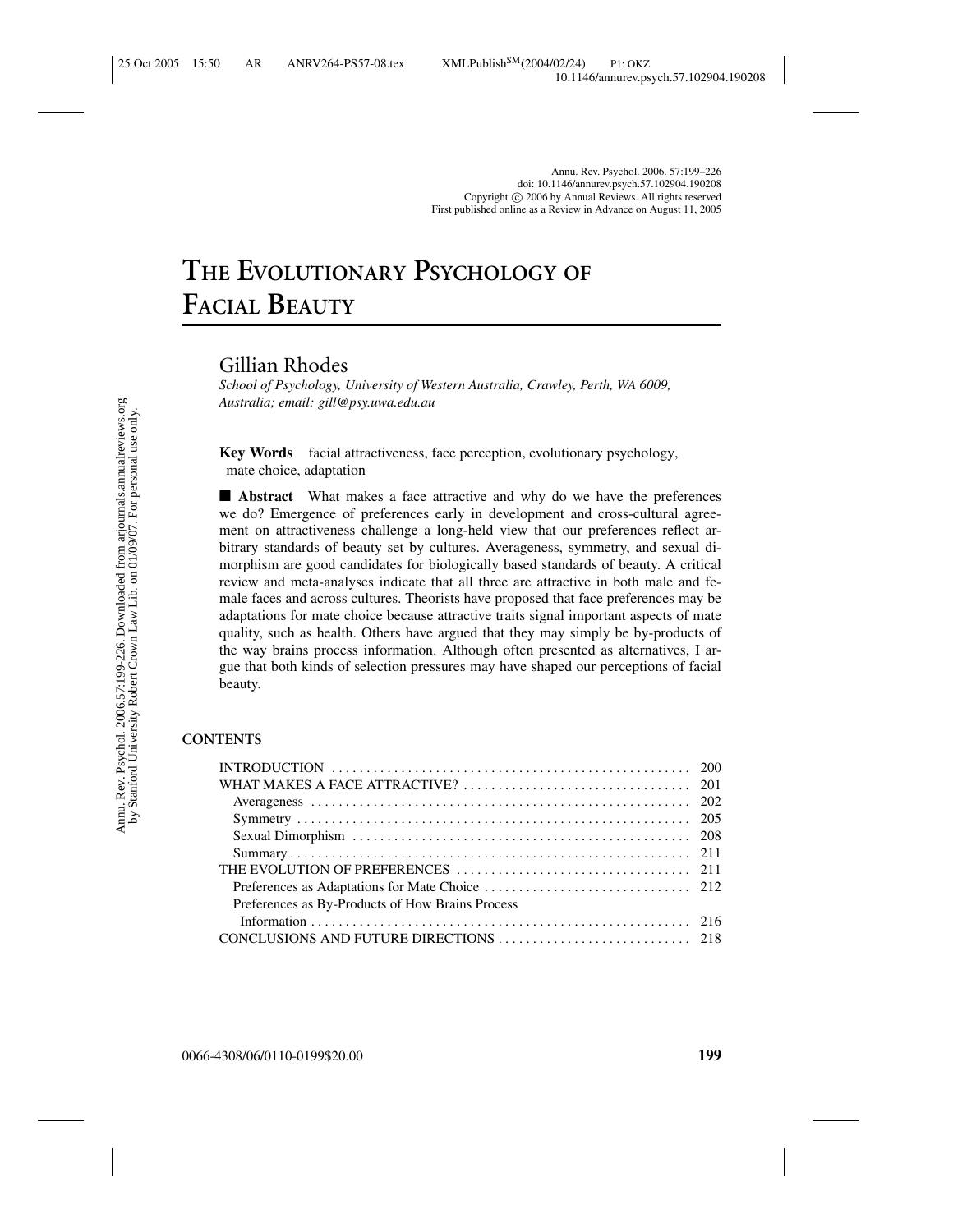Annu. Rev. Psychol. 2006. 57:199–226
doi: 10.1146/annurev.psych.57.102904.190208
Copyright © 2006 by Annual Reviews. All rights reserved
First published online as a Review in Advance on August 11, 2005

# THE EVOLUTIONARY PSYCHOLOGY OF FACIAL BEAUTY

Gillian Rhodes

*School of Psychology, University of Western Australia, Crawley, Perth, WA 6009, Australia; email: gill@psy.uwa.edu.au*

**Key Words** facial attractiveness, face perception, evolutionary psychology, mate choice, adaptation

■ **Abstract** What makes a face attractive and why do we have the preferences we do? Emergence of preferences early in development and cross-cultural agreement on attractiveness challenge a long-held view that our preferences reflect arbitrary standards of beauty set by cultures. Averageness, symmetry, and sexual dimorphism are good candidates for biologically based standards of beauty. A critical review and meta-analyses indicate that all three are attractive in both male and female faces and across cultures. Theorists have proposed that face preferences may be adaptations for mate choice because attractive traits signal important aspects of mate quality, such as health. Others have argued that they may simply be by-products of the way brains process information. Although often presented as alternatives, I argue that both kinds of selection pressures may have shaped our perceptions of facial beauty.

**CONTENTS**

| | |
|---|---|
| INTRODUCTION | 200 |
| WHAT MAKES A FACE ATTRACTIVE? | 201 |
| Averageness | 202 |
| Symmetry | 205 |
| Sexual Dimorphism | 208 |
| Summary | 211 |
| THE EVOLUTION OF PREFERENCES | 211 |
| Preferences as Adaptations for Mate Choice | 212 |
| Preferences as By-Products of How Brains Process Information | 216 |
| CONCLUSIONS AND FUTURE DIRECTIONS | 218 |

0066-4308/06/0110-0199$20.00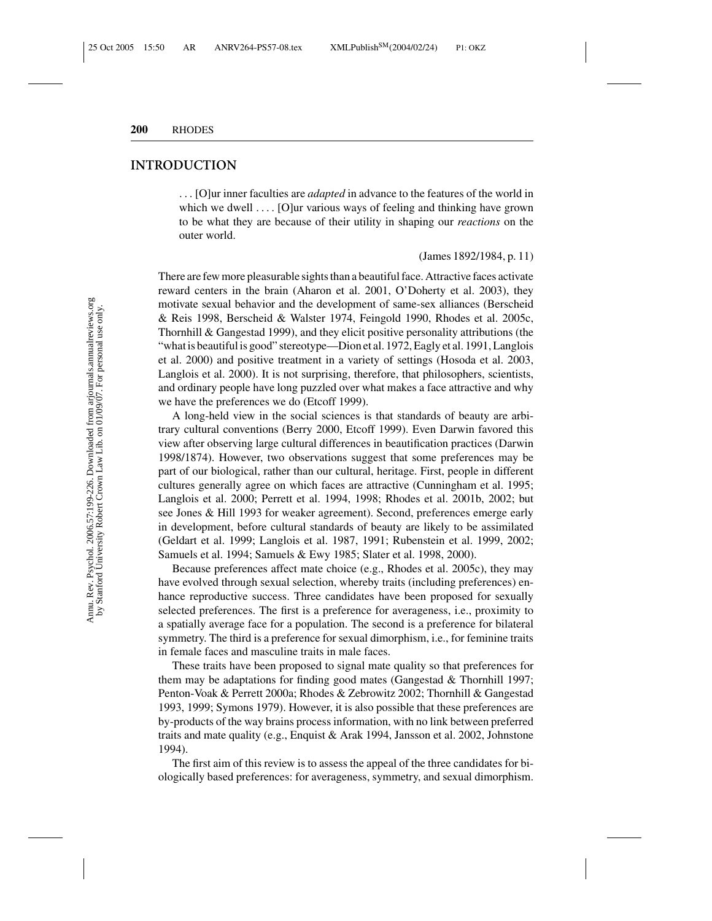## INTRODUCTION

> . . . [O]ur inner faculties are *adapted* in advance to the features of the world in which we dwell . . . . [O]ur various ways of feeling and thinking have grown to be what they are because of their utility in shaping our *reactions* on the outer world.
>
> (James 1892/1984, p. 11)

There are few more pleasurable sights than a beautiful face. Attractive faces activate reward centers in the brain (Aharon et al. 2001, O'Doherty et al. 2003), they motivate sexual behavior and the development of same-sex alliances (Berscheid & Reis 1998, Berscheid & Walster 1974, Feingold 1990, Rhodes et al. 2005c, Thornhill & Gangestad 1999), and they elicit positive personality attributions (the "what is beautiful is good" stereotype—Dion et al. 1972, Eagly et al. 1991, Langlois et al. 2000) and positive treatment in a variety of settings (Hosoda et al. 2003, Langlois et al. 2000). It is not surprising, therefore, that philosophers, scientists, and ordinary people have long puzzled over what makes a face attractive and why we have the preferences we do (Etcoff 1999).

A long-held view in the social sciences is that standards of beauty are arbitrary cultural conventions (Berry 2000, Etcoff 1999). Even Darwin favored this view after observing large cultural differences in beautification practices (Darwin 1998/1874). However, two observations suggest that some preferences may be part of our biological, rather than our cultural, heritage. First, people in different cultures generally agree on which faces are attractive (Cunningham et al. 1995; Langlois et al. 2000; Perrett et al. 1994, 1998; Rhodes et al. 2001b, 2002; but see Jones & Hill 1993 for weaker agreement). Second, preferences emerge early in development, before cultural standards of beauty are likely to be assimilated (Geldart et al. 1999; Langlois et al. 1987, 1991; Rubenstein et al. 1999, 2002; Samuels et al. 1994; Samuels & Ewy 1985; Slater et al. 1998, 2000).

Because preferences affect mate choice (e.g., Rhodes et al. 2005c), they may have evolved through sexual selection, whereby traits (including preferences) enhance reproductive success. Three candidates have been proposed for sexually selected preferences. The first is a preference for averageness, i.e., proximity to a spatially average face for a population. The second is a preference for bilateral symmetry. The third is a preference for sexual dimorphism, i.e., for feminine traits in female faces and masculine traits in male faces.

These traits have been proposed to signal mate quality so that preferences for them may be adaptations for finding good mates (Gangestad & Thornhill 1997; Penton-Voak & Perrett 2000a; Rhodes & Zebrowitz 2002; Thornhill & Gangestad 1993, 1999; Symons 1979). However, it is also possible that these preferences are by-products of the way brains process information, with no link between preferred traits and mate quality (e.g., Enquist & Arak 1994, Jansson et al. 2002, Johnstone 1994).

The first aim of this review is to assess the appeal of the three candidates for biologically based preferences: for averageness, symmetry, and sexual dimorphism.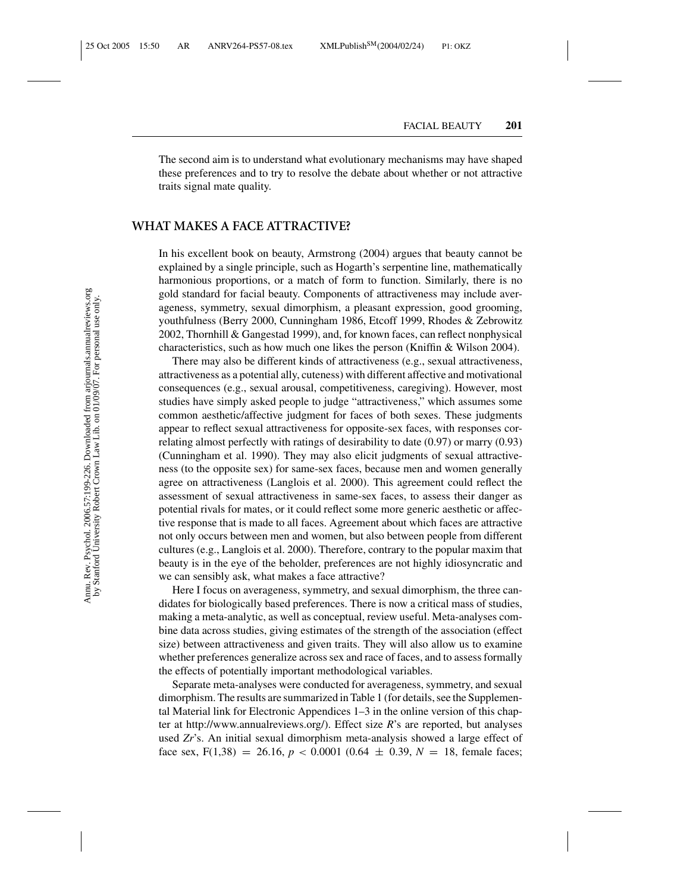The second aim is to understand what evolutionary mechanisms may have shaped these preferences and to try to resolve the debate about whether or not attractive traits signal mate quality.

## WHAT MAKES A FACE ATTRACTIVE?

In his excellent book on beauty, Armstrong (2004) argues that beauty cannot be explained by a single principle, such as Hogarth's serpentine line, mathematically harmonious proportions, or a match of form to function. Similarly, there is no gold standard for facial beauty. Components of attractiveness may include averageness, symmetry, sexual dimorphism, a pleasant expression, good grooming, youthfulness (Berry 2000, Cunningham 1986, Etcoff 1999, Rhodes & Zebrowitz 2002, Thornhill & Gangestad 1999), and, for known faces, can reflect nonphysical characteristics, such as how much one likes the person (Kniffin & Wilson 2004).

There may also be different kinds of attractiveness (e.g., sexual attractiveness, attractiveness as a potential ally, cuteness) with different affective and motivational consequences (e.g., sexual arousal, competitiveness, caregiving). However, most studies have simply asked people to judge "attractiveness," which assumes some common aesthetic/affective judgment for faces of both sexes. These judgments appear to reflect sexual attractiveness for opposite-sex faces, with responses correlating almost perfectly with ratings of desirability to date (0.97) or marry (0.93) (Cunningham et al. 1990). They may also elicit judgments of sexual attractiveness (to the opposite sex) for same-sex faces, because men and women generally agree on attractiveness (Langlois et al. 2000). This agreement could reflect the assessment of sexual attractiveness in same-sex faces, to assess their danger as potential rivals for mates, or it could reflect some more generic aesthetic or affective response that is made to all faces. Agreement about which faces are attractive not only occurs between men and women, but also between people from different cultures (e.g., Langlois et al. 2000). Therefore, contrary to the popular maxim that beauty is in the eye of the beholder, preferences are not highly idiosyncratic and we can sensibly ask, what makes a face attractive?

Here I focus on averageness, symmetry, and sexual dimorphism, the three candidates for biologically based preferences. There is now a critical mass of studies, making a meta-analytic, as well as conceptual, review useful. Meta-analyses combine data across studies, giving estimates of the strength of the association (effect size) between attractiveness and given traits. They will also allow us to examine whether preferences generalize across sex and race of faces, and to assess formally the effects of potentially important methodological variables.

Separate meta-analyses were conducted for averageness, symmetry, and sexual dimorphism. The results are summarized in Table 1 (for details, see the Supplemental Material link for Electronic Appendices 1–3 in the online version of this chapter at http://www.annualreviews.org/). Effect size *R*'s are reported, but analyses used *Zr*'s. An initial sexual dimorphism meta-analysis showed a large effect of face sex, $F(1,38) = 26.16$, $p < 0.0001$ ($0.64 \pm 0.39$, $N = 18$, female faces;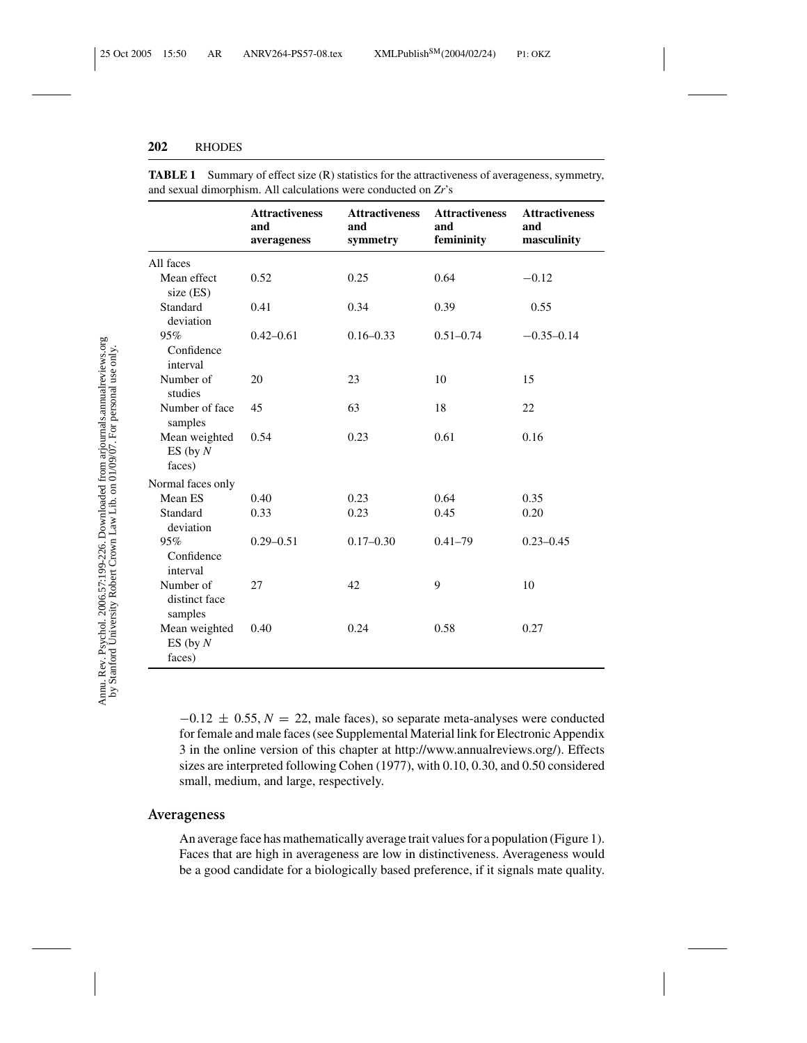**TABLE 1** Summary of effect size (R) statistics for the attractiveness of averageness, symmetry, and sexual dimorphism. All calculations were conducted on *Zr*'s

| | Attractiveness and averageness | Attractiveness and symmetry | Attractiveness and femininity | Attractiveness and masculinity |
|---|---|---|---|---|
| All faces | | | | |
| Mean effect size (ES) | 0.52 | 0.25 | 0.64 | −0.12 |
| Standard deviation | 0.41 | 0.34 | 0.39 | 0.55 |
| 95% Confidence interval | 0.42–0.61 | 0.16–0.33 | 0.51–0.74 | −0.35–0.14 |
| Number of studies | 20 | 23 | 10 | 15 |
| Number of face samples | 45 | 63 | 18 | 22 |
| Mean weighted ES (by *N* faces) | 0.54 | 0.23 | 0.61 | 0.16 |
| Normal faces only | | | | |
| Mean ES | 0.40 | 0.23 | 0.64 | 0.35 |
| Standard deviation | 0.33 | 0.23 | 0.45 | 0.20 |
| 95% Confidence interval | 0.29–0.51 | 0.17–0.30 | 0.41–79 | 0.23–0.45 |
| Number of distinct face samples | 27 | 42 | 9 | 10 |
| Mean weighted ES (by *N* faces) | 0.40 | 0.24 | 0.58 | 0.27 |

$-0.12 \pm 0.55$, $N = 22$, male faces), so separate meta-analyses were conducted for female and male faces (see Supplemental Material link for Electronic Appendix 3 in the online version of this chapter at http://www.annualreviews.org/). Effects sizes are interpreted following Cohen (1977), with 0.10, 0.30, and 0.50 considered small, medium, and large, respectively.

## Averageness

An average face has mathematically average trait values for a population (Figure 1). Faces that are high in averageness are low in distinctiveness. Averageness would be a good candidate for a biologically based preference, if it signals mate quality.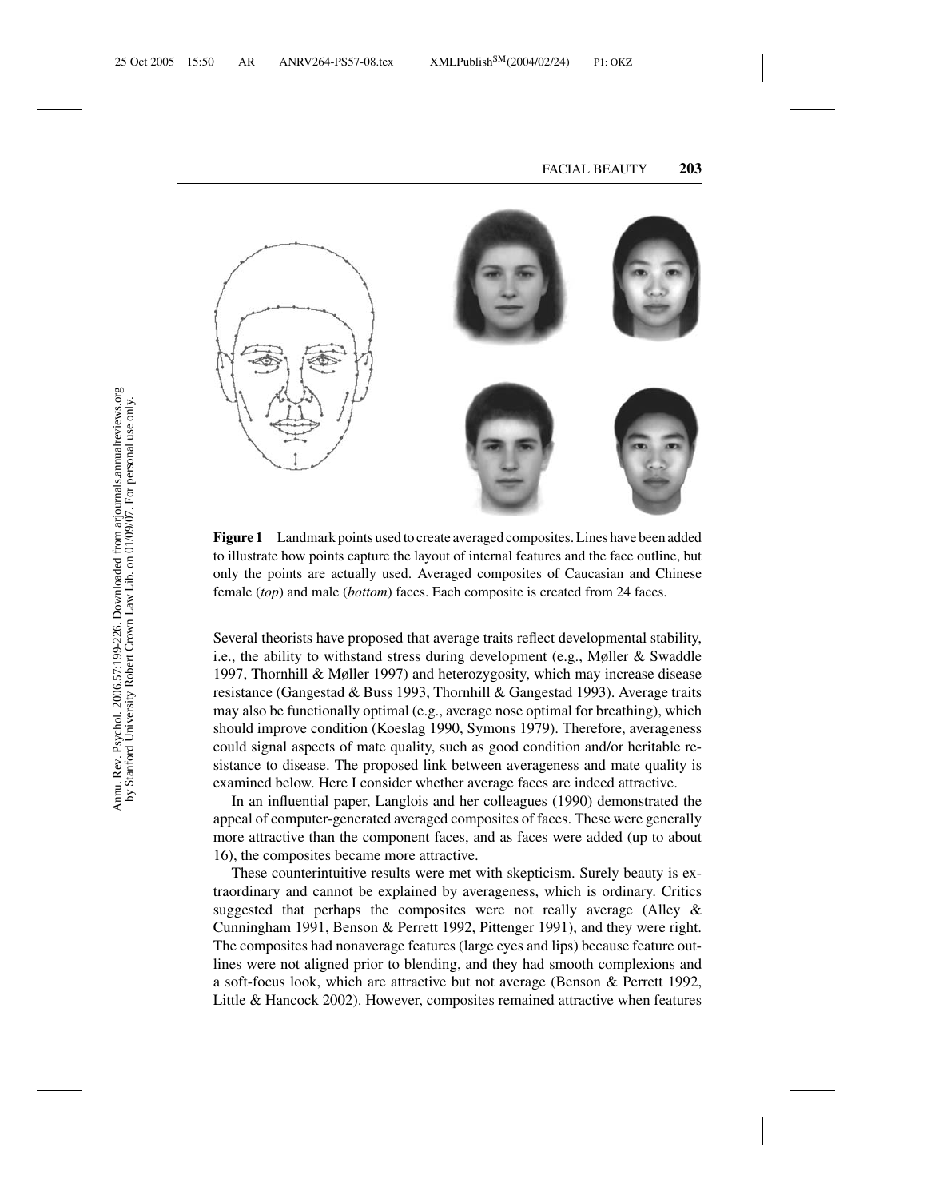**Figure 1** Landmark points used to create averaged composites. Lines have been added to illustrate how points capture the layout of internal features and the face outline, but only the points are actually used. Averaged composites of Caucasian and Chinese female (*top*) and male (*bottom*) faces. Each composite is created from 24 faces.

Several theorists have proposed that average traits reflect developmental stability, i.e., the ability to withstand stress during development (e.g., Møller & Swaddle 1997, Thornhill & Møller 1997) and heterozygosity, which may increase disease resistance (Gangestad & Buss 1993, Thornhill & Gangestad 1993). Average traits may also be functionally optimal (e.g., average nose optimal for breathing), which should improve condition (Koeslag 1990, Symons 1979). Therefore, averageness could signal aspects of mate quality, such as good condition and/or heritable resistance to disease. The proposed link between averageness and mate quality is examined below. Here I consider whether average faces are indeed attractive.

In an influential paper, Langlois and her colleagues (1990) demonstrated the appeal of computer-generated averaged composites of faces. These were generally more attractive than the component faces, and as faces were added (up to about 16), the composites became more attractive.

These counterintuitive results were met with skepticism. Surely beauty is extraordinary and cannot be explained by averageness, which is ordinary. Critics suggested that perhaps the composites were not really average (Alley & Cunningham 1991, Benson & Perrett 1992, Pittenger 1991), and they were right. The composites had nonaverage features (large eyes and lips) because feature outlines were not aligned prior to blending, and they had smooth complexions and a soft-focus look, which are attractive but not average (Benson & Perrett 1992, Little & Hancock 2002). However, composites remained attractive when features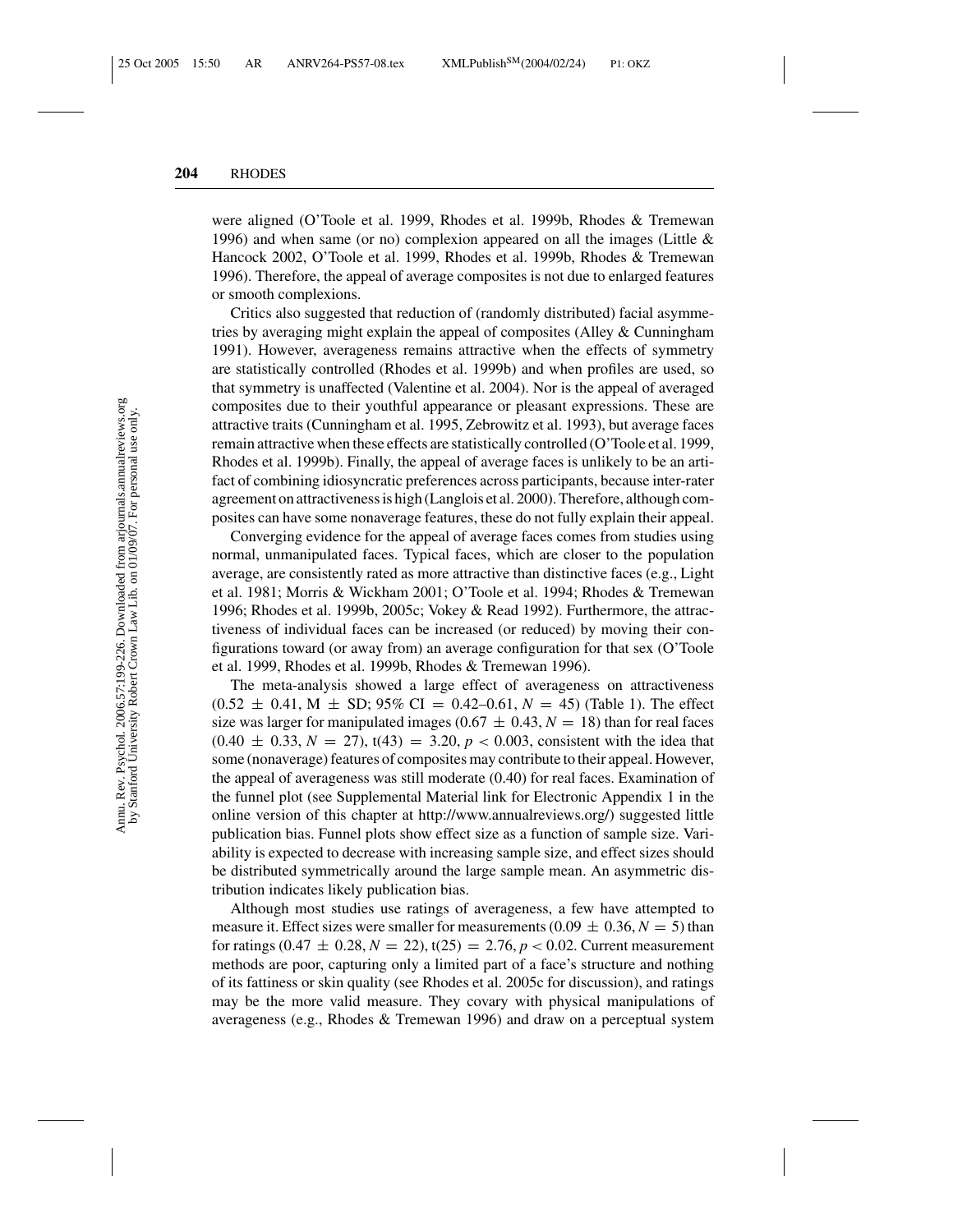were aligned (O'Toole et al. 1999, Rhodes et al. 1999b, Rhodes & Tremewan 1996) and when same (or no) complexion appeared on all the images (Little & Hancock 2002, O'Toole et al. 1999, Rhodes et al. 1999b, Rhodes & Tremewan 1996). Therefore, the appeal of average composites is not due to enlarged features or smooth complexions.

Critics also suggested that reduction of (randomly distributed) facial asymmetries by averaging might explain the appeal of composites (Alley & Cunningham 1991). However, averageness remains attractive when the effects of symmetry are statistically controlled (Rhodes et al. 1999b) and when profiles are used, so that symmetry is unaffected (Valentine et al. 2004). Nor is the appeal of averaged composites due to their youthful appearance or pleasant expressions. These are attractive traits (Cunningham et al. 1995, Zebrowitz et al. 1993), but average faces remain attractive when these effects are statistically controlled (O'Toole et al. 1999, Rhodes et al. 1999b). Finally, the appeal of average faces is unlikely to be an artifact of combining idiosyncratic preferences across participants, because inter-rater agreement on attractiveness is high (Langlois et al. 2000). Therefore, although composites can have some nonaverage features, these do not fully explain their appeal.

Converging evidence for the appeal of average faces comes from studies using normal, unmanipulated faces. Typical faces, which are closer to the population average, are consistently rated as more attractive than distinctive faces (e.g., Light et al. 1981; Morris & Wickham 2001; O'Toole et al. 1994; Rhodes & Tremewan 1996; Rhodes et al. 1999b, 2005c; Vokey & Read 1992). Furthermore, the attractiveness of individual faces can be increased (or reduced) by moving their configurations toward (or away from) an average configuration for that sex (O'Toole et al. 1999, Rhodes et al. 1999b, Rhodes & Tremewan 1996).

The meta-analysis showed a large effect of averageness on attractiveness ($0.52 \pm 0.41$, M $\pm$ SD; 95% CI = 0.42–0.61, $N = 45$) (Table 1). The effect size was larger for manipulated images ($0.67 \pm 0.43$, $N = 18$) than for real faces ($0.40 \pm 0.33$, $N = 27$), $t(43) = 3.20$, $p < 0.003$, consistent with the idea that some (nonaverage) features of composites may contribute to their appeal. However, the appeal of averageness was still moderate (0.40) for real faces. Examination of the funnel plot (see Supplemental Material link for Electronic Appendix 1 in the online version of this chapter at http://www.annualreviews.org/) suggested little publication bias. Funnel plots show effect size as a function of sample size. Variability is expected to decrease with increasing sample size, and effect sizes should be distributed symmetrically around the large sample mean. An asymmetric distribution indicates likely publication bias.

Although most studies use ratings of averageness, a few have attempted to measure it. Effect sizes were smaller for measurements ($0.09 \pm 0.36$, $N = 5$) than for ratings ($0.47 \pm 0.28$, $N = 22$), $t(25) = 2.76$, $p < 0.02$. Current measurement methods are poor, capturing only a limited part of a face's structure and nothing of its fattiness or skin quality (see Rhodes et al. 2005c for discussion), and ratings may be the more valid measure. They covary with physical manipulations of averageness (e.g., Rhodes & Tremewan 1996) and draw on a perceptual system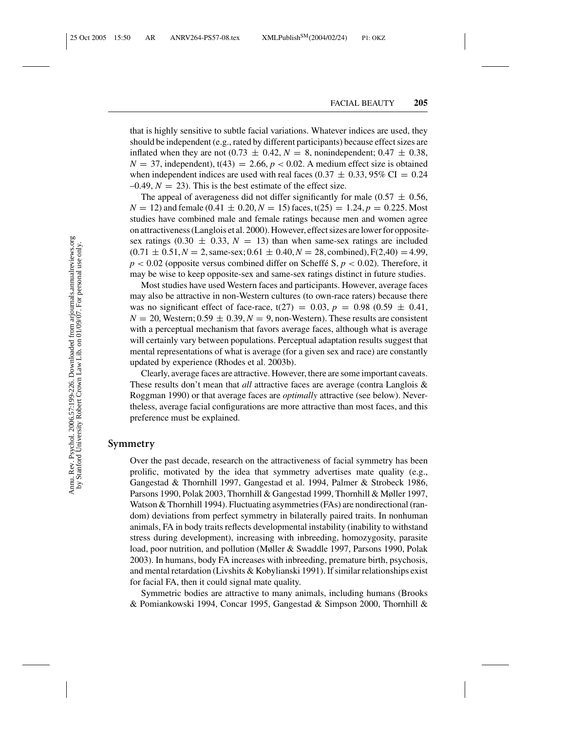that is highly sensitive to subtle facial variations. Whatever indices are used, they should be independent (e.g., rated by different participants) because effect sizes are inflated when they are not ($0.73 \pm 0.42$, $N = 8$, nonindependent; $0.47 \pm 0.38$, $N = 37$, independent), $t(43) = 2.66$, $p < 0.02$. A medium effect size is obtained when independent indices are used with real faces ($0.37 \pm 0.33$, 95% CI = 0.24–0.49, $N = 23$). This is the best estimate of the effect size.

The appeal of averageness did not differ significantly for male ($0.57 \pm 0.56$, $N = 12$) and female ($0.41 \pm 0.20$, $N = 15$) faces, $t(25) = 1.24$, $p = 0.225$. Most studies have combined male and female ratings because men and women agree on attractiveness (Langlois et al. 2000). However, effect sizes are lower for opposite-sex ratings ($0.30 \pm 0.33$, $N = 13$) than when same-sex ratings are included ($0.71 \pm 0.51$, $N = 2$, same-sex; $0.61 \pm 0.40$, $N = 28$, combined), $F(2,40) = 4.99$, $p < 0.02$ (opposite versus combined differ on Scheffé S, $p < 0.02$). Therefore, it may be wise to keep opposite-sex and same-sex ratings distinct in future studies.

Most studies have used Western faces and participants. However, average faces may also be attractive in non-Western cultures (to own-race raters) because there was no significant effect of face-race, $t(27) = 0.03$, $p = 0.98$ ($0.59 \pm 0.41$, $N = 20$, Western; $0.59 \pm 0.39$, $N = 9$, non-Western). These results are consistent with a perceptual mechanism that favors average faces, although what is average will certainly vary between populations. Perceptual adaptation results suggest that mental representations of what is average (for a given sex and race) are constantly updated by experience (Rhodes et al. 2003b).

Clearly, average faces are attractive. However, there are some important caveats. These results don't mean that *all* attractive faces are average (contra Langlois & Roggman 1990) or that average faces are *optimally* attractive (see below). Nevertheless, average facial configurations are more attractive than most faces, and this preference must be explained.

## Symmetry

Over the past decade, research on the attractiveness of facial symmetry has been prolific, motivated by the idea that symmetry advertises mate quality (e.g., Gangestad & Thornhill 1997, Gangestad et al. 1994, Palmer & Strobeck 1986, Parsons 1990, Polak 2003, Thornhill & Gangestad 1999, Thornhill & Møller 1997, Watson & Thornhill 1994). Fluctuating asymmetries (FAs) are nondirectional (random) deviations from perfect symmetry in bilaterally paired traits. In nonhuman animals, FA in body traits reflects developmental instability (inability to withstand stress during development), increasing with inbreeding, homozygosity, parasite load, poor nutrition, and pollution (Møller & Swaddle 1997, Parsons 1990, Polak 2003). In humans, body FA increases with inbreeding, premature birth, psychosis, and mental retardation (Livshits & Kobylianski 1991). If similar relationships exist for facial FA, then it could signal mate quality.

Symmetric bodies are attractive to many animals, including humans (Brooks & Pomiankowski 1994, Concar 1995, Gangestad & Simpson 2000, Thornhill &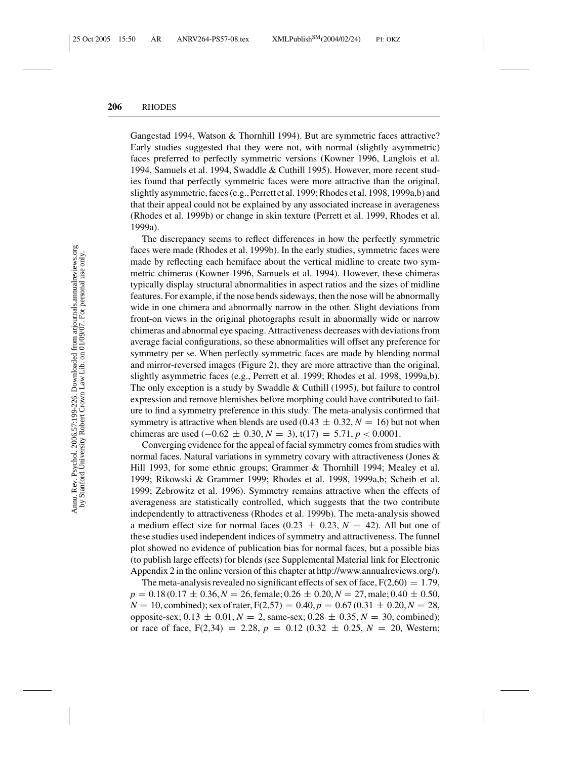Gangestad 1994, Watson & Thornhill 1994). But are symmetric faces attractive? Early studies suggested that they were not, with normal (slightly asymmetric) faces preferred to perfectly symmetric versions (Kowner 1996, Langlois et al. 1994, Samuels et al. 1994, Swaddle & Cuthill 1995). However, more recent studies found that perfectly symmetric faces were more attractive than the original, slightly asymmetric, faces (e.g., Perrett et al. 1999; Rhodes et al. 1998, 1999a,b) and that their appeal could not be explained by any associated increase in averageness (Rhodes et al. 1999b) or change in skin texture (Perrett et al. 1999, Rhodes et al. 1999a).

The discrepancy seems to reflect differences in how the perfectly symmetric faces were made (Rhodes et al. 1999b). In the early studies, symmetric faces were made by reflecting each hemiface about the vertical midline to create two symmetric chimeras (Kowner 1996, Samuels et al. 1994). However, these chimeras typically display structural abnormalities in aspect ratios and the sizes of midline features. For example, if the nose bends sideways, then the nose will be abnormally wide in one chimera and abnormally narrow in the other. Slight deviations from front-on views in the original photographs result in abnormally wide or narrow chimeras and abnormal eye spacing. Attractiveness decreases with deviations from average facial configurations, so these abnormalities will offset any preference for symmetry per se. When perfectly symmetric faces are made by blending normal and mirror-reversed images (Figure 2), they are more attractive than the original, slightly asymmetric faces (e.g., Perrett et al. 1999; Rhodes et al. 1998, 1999a,b). The only exception is a study by Swaddle & Cuthill (1995), but failure to control expression and remove blemishes before morphing could have contributed to failure to find a symmetry preference in this study. The meta-analysis confirmed that symmetry is attractive when blends are used ($0.43 \pm 0.32$, $N = 16$) but not when chimeras are used ($-0.62 \pm 0.30$, $N = 3$), $t(17) = 5.71$, $p < 0.0001$.

Converging evidence for the appeal of facial symmetry comes from studies with normal faces. Natural variations in symmetry covary with attractiveness (Jones & Hill 1993, for some ethnic groups; Grammer & Thornhill 1994; Mealey et al. 1999; Rikowski & Grammer 1999; Rhodes et al. 1998, 1999a,b; Scheib et al. 1999; Zebrowitz et al. 1996). Symmetry remains attractive when the effects of averageness are statistically controlled, which suggests that the two contribute independently to attractiveness (Rhodes et al. 1999b). The meta-analysis showed a medium effect size for normal faces ($0.23 \pm 0.23$, $N = 42$). All but one of these studies used independent indices of symmetry and attractiveness. The funnel plot showed no evidence of publication bias for normal faces, but a possible bias (to publish large effects) for blends (see Supplemental Material link for Electronic Appendix 2 in the online version of this chapter at http://www.annualreviews.org/).

The meta-analysis revealed no significant effects of sex of face, $F(2,60) = 1.79$, $p = 0.18$ ($0.17 \pm 0.36$, $N = 26$, female; $0.26 \pm 0.20$, $N = 27$, male; $0.40 \pm 0.50$, $N = 10$, combined); sex of rater, $F(2,57) = 0.40$, $p = 0.67$ ($0.31 \pm 0.20$, $N = 28$, opposite-sex; $0.13 \pm 0.01$, $N = 2$, same-sex; $0.28 \pm 0.35$, $N = 30$, combined); or race of face, $F(2,34) = 2.28$, $p = 0.12$ ($0.32 \pm 0.25$, $N = 20$, Western;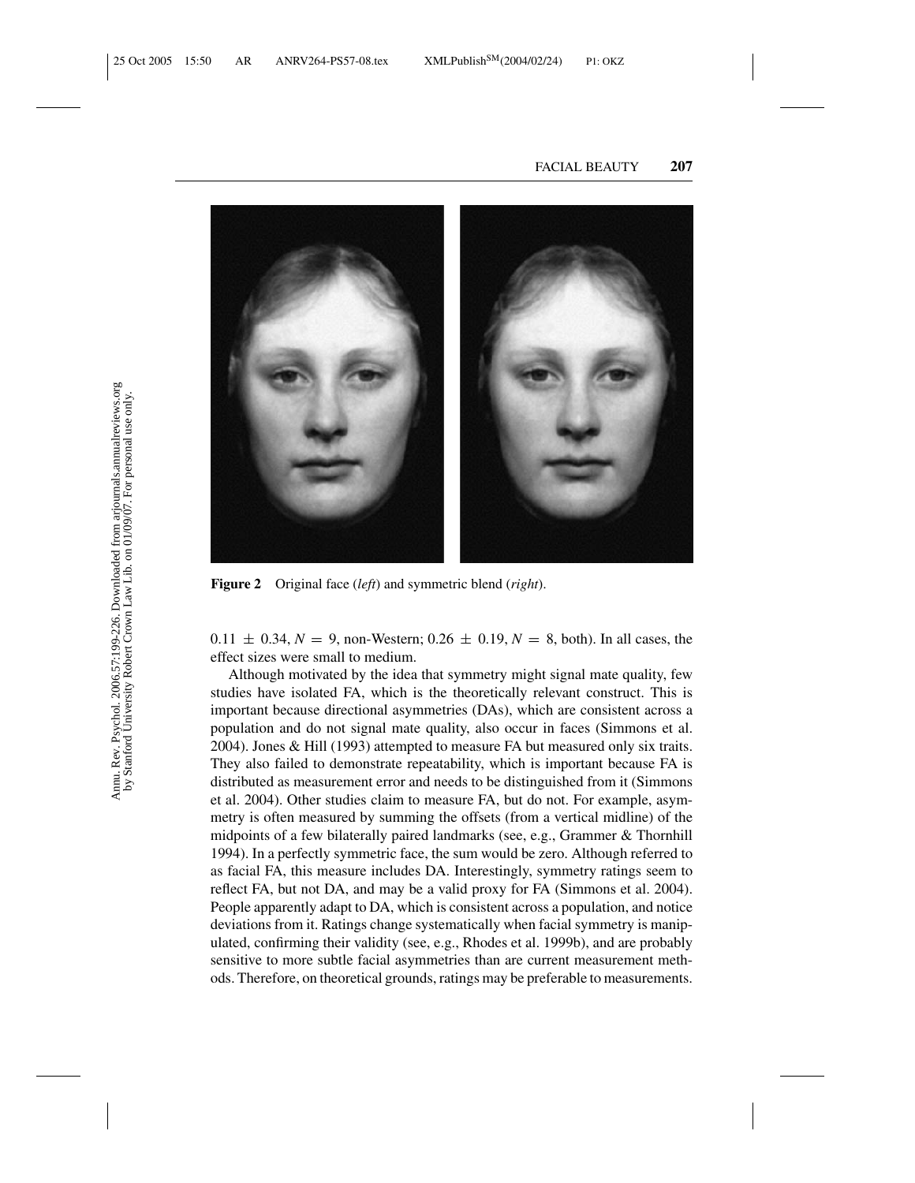**Figure 2** Original face (*left*) and symmetric blend (*right*).

$0.11 \pm 0.34$, $N = 9$, non-Western; $0.26 \pm 0.19$, $N = 8$, both). In all cases, the effect sizes were small to medium.

Although motivated by the idea that symmetry might signal mate quality, few studies have isolated FA, which is the theoretically relevant construct. This is important because directional asymmetries (DAs), which are consistent across a population and do not signal mate quality, also occur in faces (Simmons et al. 2004). Jones & Hill (1993) attempted to measure FA but measured only six traits. They also failed to demonstrate repeatability, which is important because FA is distributed as measurement error and needs to be distinguished from it (Simmons et al. 2004). Other studies claim to measure FA, but do not. For example, asymmetry is often measured by summing the offsets (from a vertical midline) of the midpoints of a few bilaterally paired landmarks (see, e.g., Grammer & Thornhill 1994). In a perfectly symmetric face, the sum would be zero. Although referred to as facial FA, this measure includes DA. Interestingly, symmetry ratings seem to reflect FA, but not DA, and may be a valid proxy for FA (Simmons et al. 2004). People apparently adapt to DA, which is consistent across a population, and notice deviations from it. Ratings change systematically when facial symmetry is manipulated, confirming their validity (see, e.g., Rhodes et al. 1999b), and are probably sensitive to more subtle facial asymmetries than are current measurement methods. Therefore, on theoretical grounds, ratings may be preferable to measurements.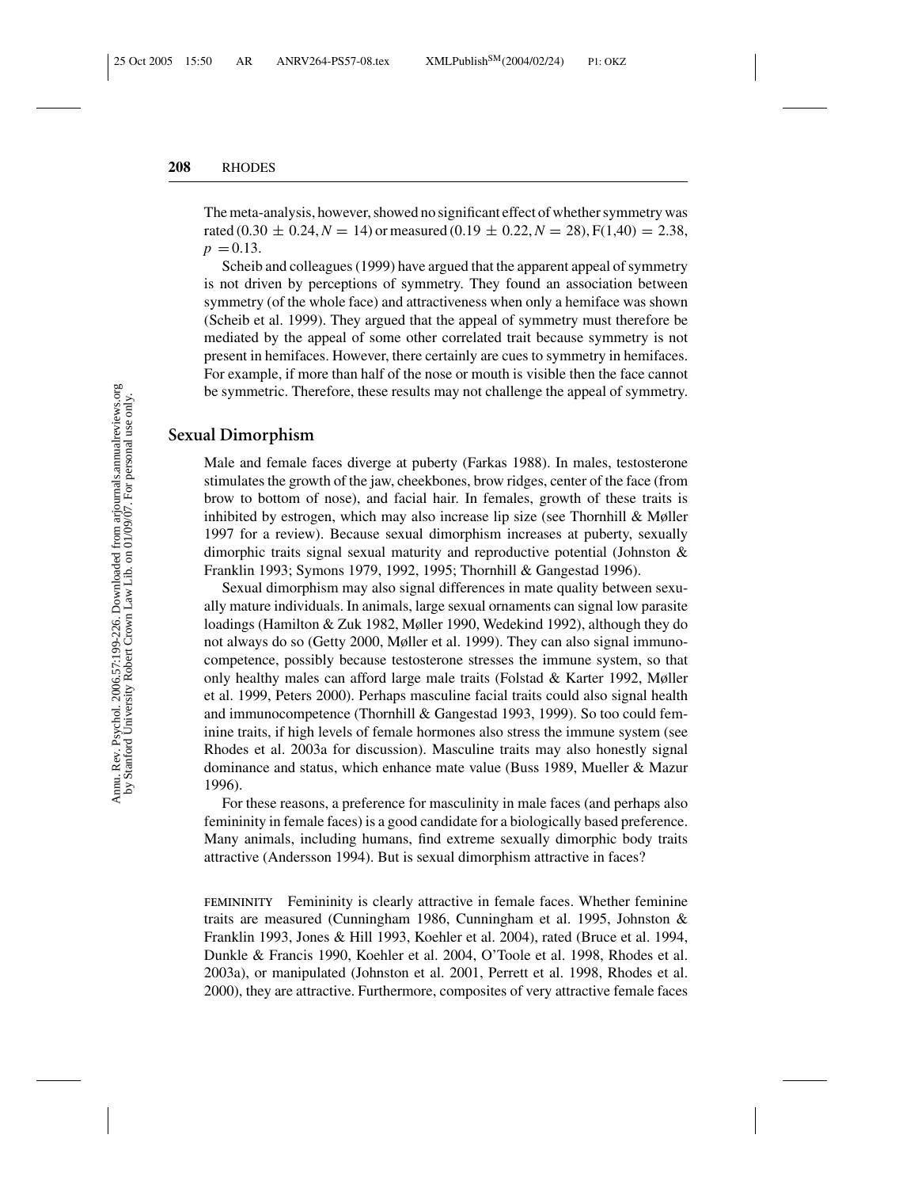The meta-analysis, however, showed no significant effect of whether symmetry was rated ($0.30 \pm 0.24, N = 14$) or measured ($0.19 \pm 0.22, N = 28$), $F(1,40) = 2.38$, $p = 0.13$.

Scheib and colleagues (1999) have argued that the apparent appeal of symmetry is not driven by perceptions of symmetry. They found an association between symmetry (of the whole face) and attractiveness when only a hemiface was shown (Scheib et al. 1999). They argued that the appeal of symmetry must therefore be mediated by the appeal of some other correlated trait because symmetry is not present in hemifaces. However, there certainly are cues to symmetry in hemifaces. For example, if more than half of the nose or mouth is visible then the face cannot be symmetric. Therefore, these results may not challenge the appeal of symmetry.

## Sexual Dimorphism

Male and female faces diverge at puberty (Farkas 1988). In males, testosterone stimulates the growth of the jaw, cheekbones, brow ridges, center of the face (from brow to bottom of nose), and facial hair. In females, growth of these traits is inhibited by estrogen, which may also increase lip size (see Thornhill & Møller 1997 for a review). Because sexual dimorphism increases at puberty, sexually dimorphic traits signal sexual maturity and reproductive potential (Johnston & Franklin 1993; Symons 1979, 1992, 1995; Thornhill & Gangestad 1996).

Sexual dimorphism may also signal differences in mate quality between sexually mature individuals. In animals, large sexual ornaments can signal low parasite loadings (Hamilton & Zuk 1982, Møller 1990, Wedekind 1992), although they do not always do so (Getty 2000, Møller et al. 1999). They can also signal immunocompetence, possibly because testosterone stresses the immune system, so that only healthy males can afford large male traits (Folstad & Karter 1992, Møller et al. 1999, Peters 2000). Perhaps masculine facial traits could also signal health and immunocompetence (Thornhill & Gangestad 1993, 1999). So too could feminine traits, if high levels of female hormones also stress the immune system (see Rhodes et al. 2003a for discussion). Masculine traits may also honestly signal dominance and status, which enhance mate value (Buss 1989, Mueller & Mazur 1996).

For these reasons, a preference for masculinity in male faces (and perhaps also femininity in female faces) is a good candidate for a biologically based preference. Many animals, including humans, find extreme sexually dimorphic body traits attractive (Andersson 1994). But is sexual dimorphism attractive in faces?

**FEMININITY** Femininity is clearly attractive in female faces. Whether feminine traits are measured (Cunningham 1986, Cunningham et al. 1995, Johnston & Franklin 1993, Jones & Hill 1993, Koehler et al. 2004), rated (Bruce et al. 1994, Dunkle & Francis 1990, Koehler et al. 2004, O'Toole et al. 1998, Rhodes et al. 2003a), or manipulated (Johnston et al. 2001, Perrett et al. 1998, Rhodes et al. 2000), they are attractive. Furthermore, composites of very attractive female faces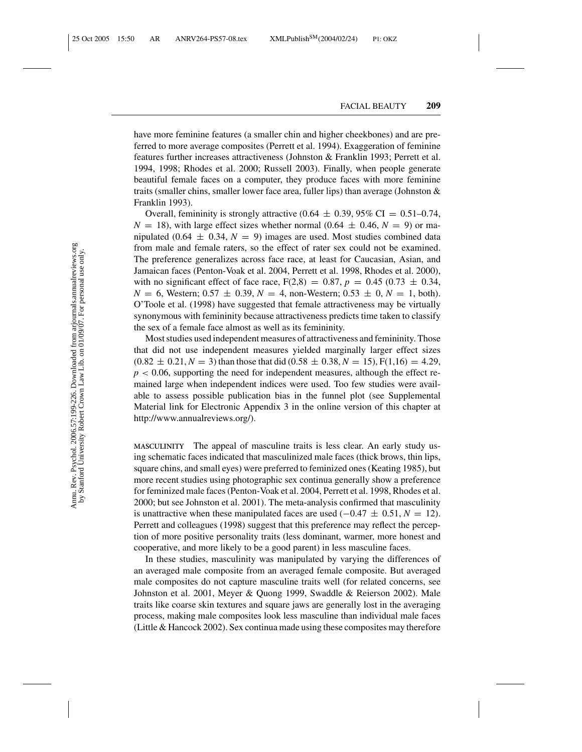have more feminine features (a smaller chin and higher cheekbones) and are preferred to more average composites (Perrett et al. 1994). Exaggeration of feminine features further increases attractiveness (Johnston & Franklin 1993; Perrett et al. 1994, 1998; Rhodes et al. 2000; Russell 2003). Finally, when people generate beautiful female faces on a computer, they produce faces with more feminine traits (smaller chins, smaller lower face area, fuller lips) than average (Johnston & Franklin 1993).

Overall, femininity is strongly attractive ($0.64 \pm 0.39$, 95% CI = 0.51–0.74, $N = 18$), with large effect sizes whether normal ($0.64 \pm 0.46$, $N = 9$) or manipulated ($0.64 \pm 0.34$, $N = 9$) images are used. Most studies combined data from male and female raters, so the effect of rater sex could not be examined. The preference generalizes across face race, at least for Caucasian, Asian, and Jamaican faces (Penton-Voak et al. 2004, Perrett et al. 1998, Rhodes et al. 2000), with no significant effect of face race, $F(2,8) = 0.87$, $p = 0.45$ ($0.73 \pm 0.34$, $N = 6$, Western; $0.57 \pm 0.39$, $N = 4$, non-Western; $0.53 \pm 0$, $N = 1$, both). O'Toole et al. (1998) have suggested that female attractiveness may be virtually synonymous with femininity because attractiveness predicts time taken to classify the sex of a female face almost as well as its femininity.

Most studies used independent measures of attractiveness and femininity. Those that did not use independent measures yielded marginally larger effect sizes ($0.82 \pm 0.21$, $N = 3$) than those that did ($0.58 \pm 0.38$, $N = 15$), $F(1,16) = 4.29$, $p < 0.06$, supporting the need for independent measures, although the effect remained large when independent indices were used. Too few studies were available to assess possible publication bias in the funnel plot (see Supplemental Material link for Electronic Appendix 3 in the online version of this chapter at http://www.annualreviews.org/).

**MASCULINITY** The appeal of masculine traits is less clear. An early study using schematic faces indicated that masculinized male faces (thick brows, thin lips, square chins, and small eyes) were preferred to feminized ones (Keating 1985), but more recent studies using photographic sex continua generally show a preference for feminized male faces (Penton-Voak et al. 2004, Perrett et al. 1998, Rhodes et al. 2000; but see Johnston et al. 2001). The meta-analysis confirmed that masculinity is unattractive when these manipulated faces are used ($-0.47 \pm 0.51$, $N = 12$). Perrett and colleagues (1998) suggest that this preference may reflect the perception of more positive personality traits (less dominant, warmer, more honest and cooperative, and more likely to be a good parent) in less masculine faces.

In these studies, masculinity was manipulated by varying the differences of an averaged male composite from an averaged female composite. But averaged male composites do not capture masculine traits well (for related concerns, see Johnston et al. 2001, Meyer & Quong 1999, Swaddle & Reierson 2002). Male traits like coarse skin textures and square jaws are generally lost in the averaging process, making male composites look less masculine than individual male faces (Little & Hancock 2002). Sex continua made using these composites may therefore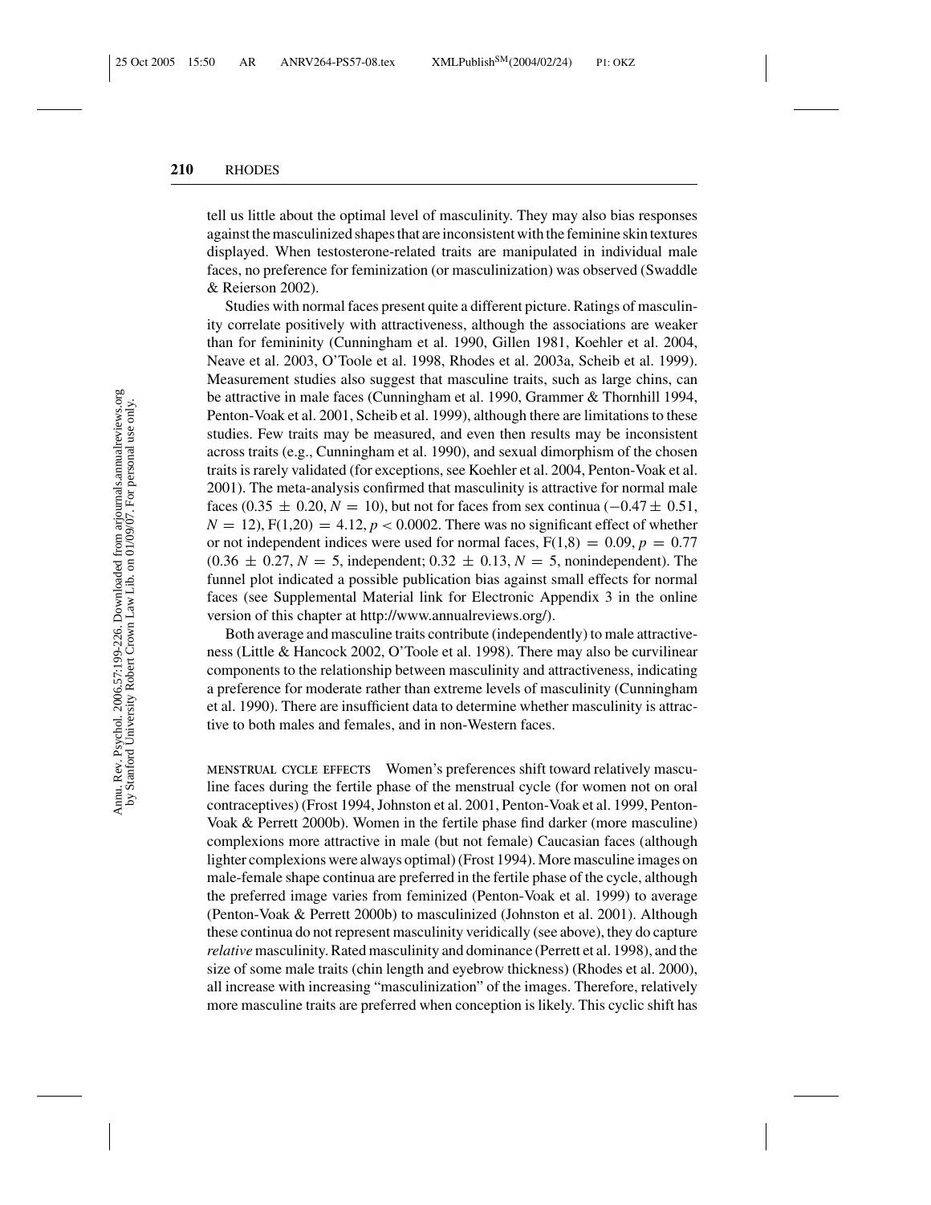tell us little about the optimal level of masculinity. They may also bias responses against the masculinized shapes that are inconsistent with the feminine skin textures displayed. When testosterone-related traits are manipulated in individual male faces, no preference for feminization (or masculinization) was observed (Swaddle & Reierson 2002).

Studies with normal faces present quite a different picture. Ratings of masculinity correlate positively with attractiveness, although the associations are weaker than for femininity (Cunningham et al. 1990, Gillen 1981, Koehler et al. 2004, Neave et al. 2003, O'Toole et al. 1998, Rhodes et al. 2003a, Scheib et al. 1999). Measurement studies also suggest that masculine traits, such as large chins, can be attractive in male faces (Cunningham et al. 1990, Grammer & Thornhill 1994, Penton-Voak et al. 2001, Scheib et al. 1999), although there are limitations to these studies. Few traits may be measured, and even then results may be inconsistent across traits (e.g., Cunningham et al. 1990), and sexual dimorphism of the chosen traits is rarely validated (for exceptions, see Koehler et al. 2004, Penton-Voak et al. 2001). The meta-analysis confirmed that masculinity is attractive for normal male faces ($0.35 \pm 0.20$, $N = 10$), but not for faces from sex continua ($-0.47 \pm 0.51$, $N = 12$), $F(1,20) = 4.12$, $p < 0.0002$. There was no significant effect of whether or not independent indices were used for normal faces, $F(1,8) = 0.09$, $p = 0.77$ ($0.36 \pm 0.27$, $N = 5$, independent; $0.32 \pm 0.13$, $N = 5$, nonindependent). The funnel plot indicated a possible publication bias against small effects for normal faces (see Supplemental Material link for Electronic Appendix 3 in the online version of this chapter at http://www.annualreviews.org/).

Both average and masculine traits contribute (independently) to male attractiveness (Little & Hancock 2002, O'Toole et al. 1998). There may also be curvilinear components to the relationship between masculinity and attractiveness, indicating a preference for moderate rather than extreme levels of masculinity (Cunningham et al. 1990). There are insufficient data to determine whether masculinity is attractive to both males and females, and in non-Western faces.

MENSTRUAL CYCLE EFFECTS Women's preferences shift toward relatively masculine faces during the fertile phase of the menstrual cycle (for women not on oral contraceptives) (Frost 1994, Johnston et al. 2001, Penton-Voak et al. 1999, Penton-Voak & Perrett 2000b). Women in the fertile phase find darker (more masculine) complexions more attractive in male (but not female) Caucasian faces (although lighter complexions were always optimal) (Frost 1994). More masculine images on male-female shape continua are preferred in the fertile phase of the cycle, although the preferred image varies from feminized (Penton-Voak et al. 1999) to average (Penton-Voak & Perrett 2000b) to masculinized (Johnston et al. 2001). Although these continua do not represent masculinity veridically (see above), they do capture *relative* masculinity. Rated masculinity and dominance (Perrett et al. 1998), and the size of some male traits (chin length and eyebrow thickness) (Rhodes et al. 2000), all increase with increasing "masculinization" of the images. Therefore, relatively more masculine traits are preferred when conception is likely. This cyclic shift has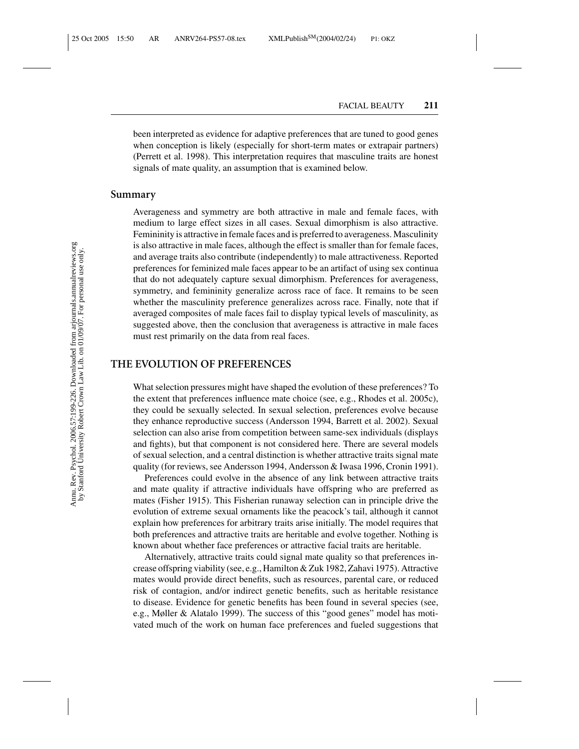been interpreted as evidence for adaptive preferences that are tuned to good genes when conception is likely (especially for short-term mates or extrapair partners) (Perrett et al. 1998). This interpretation requires that masculine traits are honest signals of mate quality, an assumption that is examined below.

### Summary

Averageness and symmetry are both attractive in male and female faces, with medium to large effect sizes in all cases. Sexual dimorphism is also attractive. Femininity is attractive in female faces and is preferred to averageness. Masculinity is also attractive in male faces, although the effect is smaller than for female faces, and average traits also contribute (independently) to male attractiveness. Reported preferences for feminized male faces appear to be an artifact of using sex continua that do not adequately capture sexual dimorphism. Preferences for averageness, symmetry, and femininity generalize across race of face. It remains to be seen whether the masculinity preference generalizes across race. Finally, note that if averaged composites of male faces fail to display typical levels of masculinity, as suggested above, then the conclusion that averageness is attractive in male faces must rest primarily on the data from real faces.

## THE EVOLUTION OF PREFERENCES

What selection pressures might have shaped the evolution of these preferences? To the extent that preferences influence mate choice (see, e.g., Rhodes et al. 2005c), they could be sexually selected. In sexual selection, preferences evolve because they enhance reproductive success (Andersson 1994, Barrett et al. 2002). Sexual selection can also arise from competition between same-sex individuals (displays and fights), but that component is not considered here. There are several models of sexual selection, and a central distinction is whether attractive traits signal mate quality (for reviews, see Andersson 1994, Andersson & Iwasa 1996, Cronin 1991).

Preferences could evolve in the absence of any link between attractive traits and mate quality if attractive individuals have offspring who are preferred as mates (Fisher 1915). This Fisherian runaway selection can in principle drive the evolution of extreme sexual ornaments like the peacock's tail, although it cannot explain how preferences for arbitrary traits arise initially. The model requires that both preferences and attractive traits are heritable and evolve together. Nothing is known about whether face preferences or attractive facial traits are heritable.

Alternatively, attractive traits could signal mate quality so that preferences increase offspring viability (see, e.g., Hamilton & Zuk 1982, Zahavi 1975). Attractive mates would provide direct benefits, such as resources, parental care, or reduced risk of contagion, and/or indirect genetic benefits, such as heritable resistance to disease. Evidence for genetic benefits has been found in several species (see, e.g., Møller & Alatalo 1999). The success of this "good genes" model has motivated much of the work on human face preferences and fueled suggestions that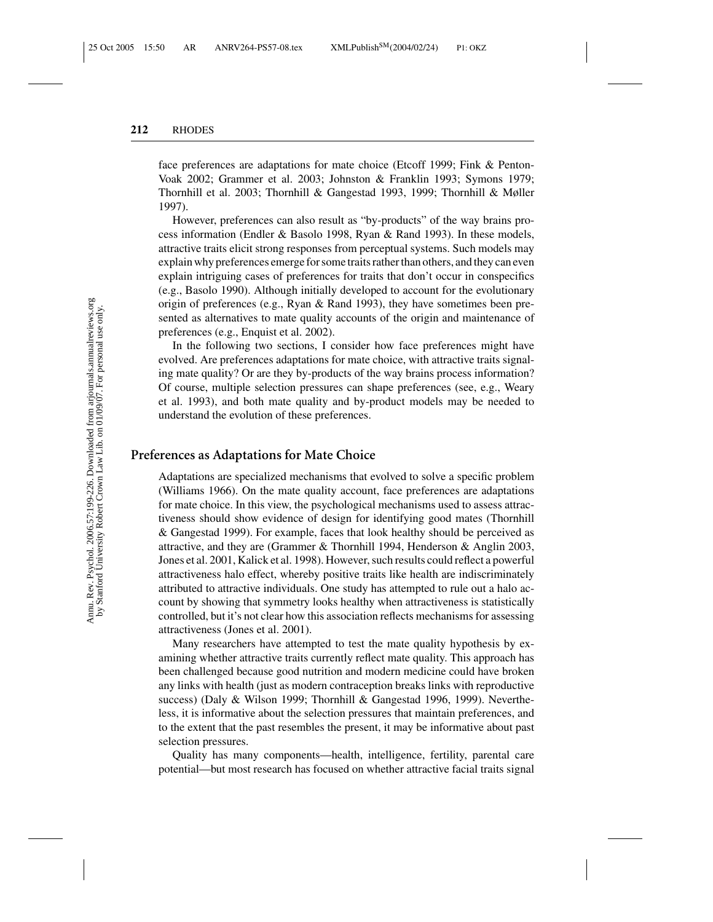face preferences are adaptations for mate choice (Etcoff 1999; Fink & Penton-Voak 2002; Grammer et al. 2003; Johnston & Franklin 1993; Symons 1979; Thornhill et al. 2003; Thornhill & Gangestad 1993, 1999; Thornhill & Møller 1997).

However, preferences can also result as "by-products" of the way brains process information (Endler & Basolo 1998, Ryan & Rand 1993). In these models, attractive traits elicit strong responses from perceptual systems. Such models may explain why preferences emerge for some traits rather than others, and they can even explain intriguing cases of preferences for traits that don't occur in conspecifics (e.g., Basolo 1990). Although initially developed to account for the evolutionary origin of preferences (e.g., Ryan & Rand 1993), they have sometimes been presented as alternatives to mate quality accounts of the origin and maintenance of preferences (e.g., Enquist et al. 2002).

In the following two sections, I consider how face preferences might have evolved. Are preferences adaptations for mate choice, with attractive traits signaling mate quality? Or are they by-products of the way brains process information? Of course, multiple selection pressures can shape preferences (see, e.g., Weary et al. 1993), and both mate quality and by-product models may be needed to understand the evolution of these preferences.

## Preferences as Adaptations for Mate Choice

Adaptations are specialized mechanisms that evolved to solve a specific problem (Williams 1966). On the mate quality account, face preferences are adaptations for mate choice. In this view, the psychological mechanisms used to assess attractiveness should show evidence of design for identifying good mates (Thornhill & Gangestad 1999). For example, faces that look healthy should be perceived as attractive, and they are (Grammer & Thornhill 1994, Henderson & Anglin 2003, Jones et al. 2001, Kalick et al. 1998). However, such results could reflect a powerful attractiveness halo effect, whereby positive traits like health are indiscriminately attributed to attractive individuals. One study has attempted to rule out a halo account by showing that symmetry looks healthy when attractiveness is statistically controlled, but it's not clear how this association reflects mechanisms for assessing attractiveness (Jones et al. 2001).

Many researchers have attempted to test the mate quality hypothesis by examining whether attractive traits currently reflect mate quality. This approach has been challenged because good nutrition and modern medicine could have broken any links with health (just as modern contraception breaks links with reproductive success) (Daly & Wilson 1999; Thornhill & Gangestad 1996, 1999). Nevertheless, it is informative about the selection pressures that maintain preferences, and to the extent that the past resembles the present, it may be informative about past selection pressures.

Quality has many components—health, intelligence, fertility, parental care potential—but most research has focused on whether attractive facial traits signal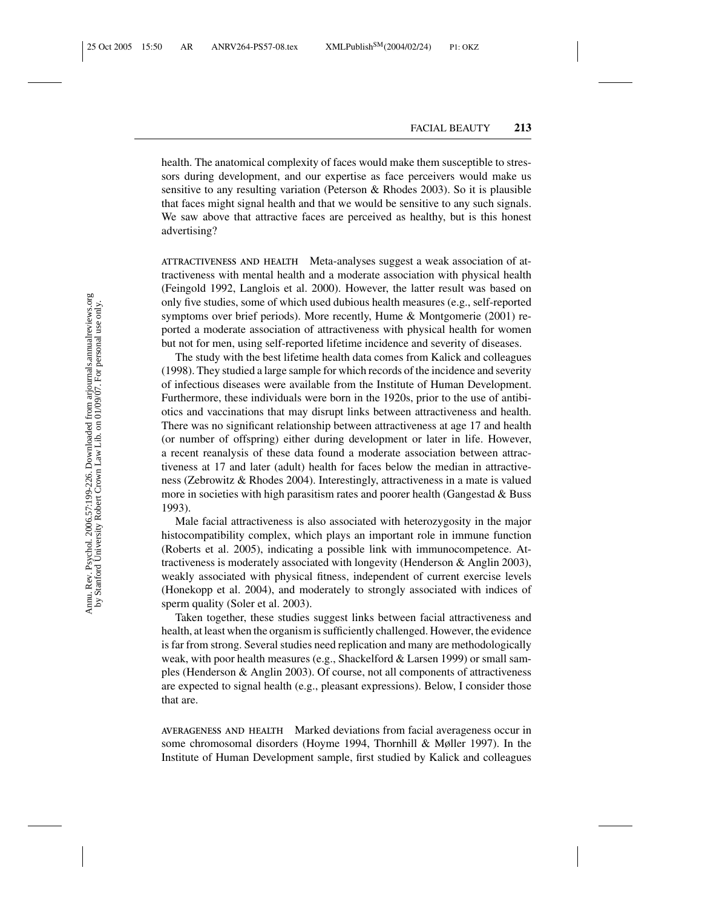health. The anatomical complexity of faces would make them susceptible to stressors during development, and our expertise as face perceivers would make us sensitive to any resulting variation (Peterson & Rhodes 2003). So it is plausible that faces might signal health and that we would be sensitive to any such signals. We saw above that attractive faces are perceived as healthy, but is this honest advertising?

**ATTRACTIVENESS AND HEALTH** Meta-analyses suggest a weak association of attractiveness with mental health and a moderate association with physical health (Feingold 1992, Langlois et al. 2000). However, the latter result was based on only five studies, some of which used dubious health measures (e.g., self-reported symptoms over brief periods). More recently, Hume & Montgomerie (2001) reported a moderate association of attractiveness with physical health for women but not for men, using self-reported lifetime incidence and severity of diseases.

The study with the best lifetime health data comes from Kalick and colleagues (1998). They studied a large sample for which records of the incidence and severity of infectious diseases were available from the Institute of Human Development. Furthermore, these individuals were born in the 1920s, prior to the use of antibiotics and vaccinations that may disrupt links between attractiveness and health. There was no significant relationship between attractiveness at age 17 and health (or number of offspring) either during development or later in life. However, a recent reanalysis of these data found a moderate association between attractiveness at 17 and later (adult) health for faces below the median in attractiveness (Zebrowitz & Rhodes 2004). Interestingly, attractiveness in a mate is valued more in societies with high parasitism rates and poorer health (Gangestad & Buss 1993).

Male facial attractiveness is also associated with heterozygosity in the major histocompatibility complex, which plays an important role in immune function (Roberts et al. 2005), indicating a possible link with immunocompetence. Attractiveness is moderately associated with longevity (Henderson & Anglin 2003), weakly associated with physical fitness, independent of current exercise levels (Honekopp et al. 2004), and moderately to strongly associated with indices of sperm quality (Soler et al. 2003).

Taken together, these studies suggest links between facial attractiveness and health, at least when the organism is sufficiently challenged. However, the evidence is far from strong. Several studies need replication and many are methodologically weak, with poor health measures (e.g., Shackelford & Larsen 1999) or small samples (Henderson & Anglin 2003). Of course, not all components of attractiveness are expected to signal health (e.g., pleasant expressions). Below, I consider those that are.

**AVERAGENESS AND HEALTH** Marked deviations from facial averageness occur in some chromosomal disorders (Hoyme 1994, Thornhill & Møller 1997). In the Institute of Human Development sample, first studied by Kalick and colleagues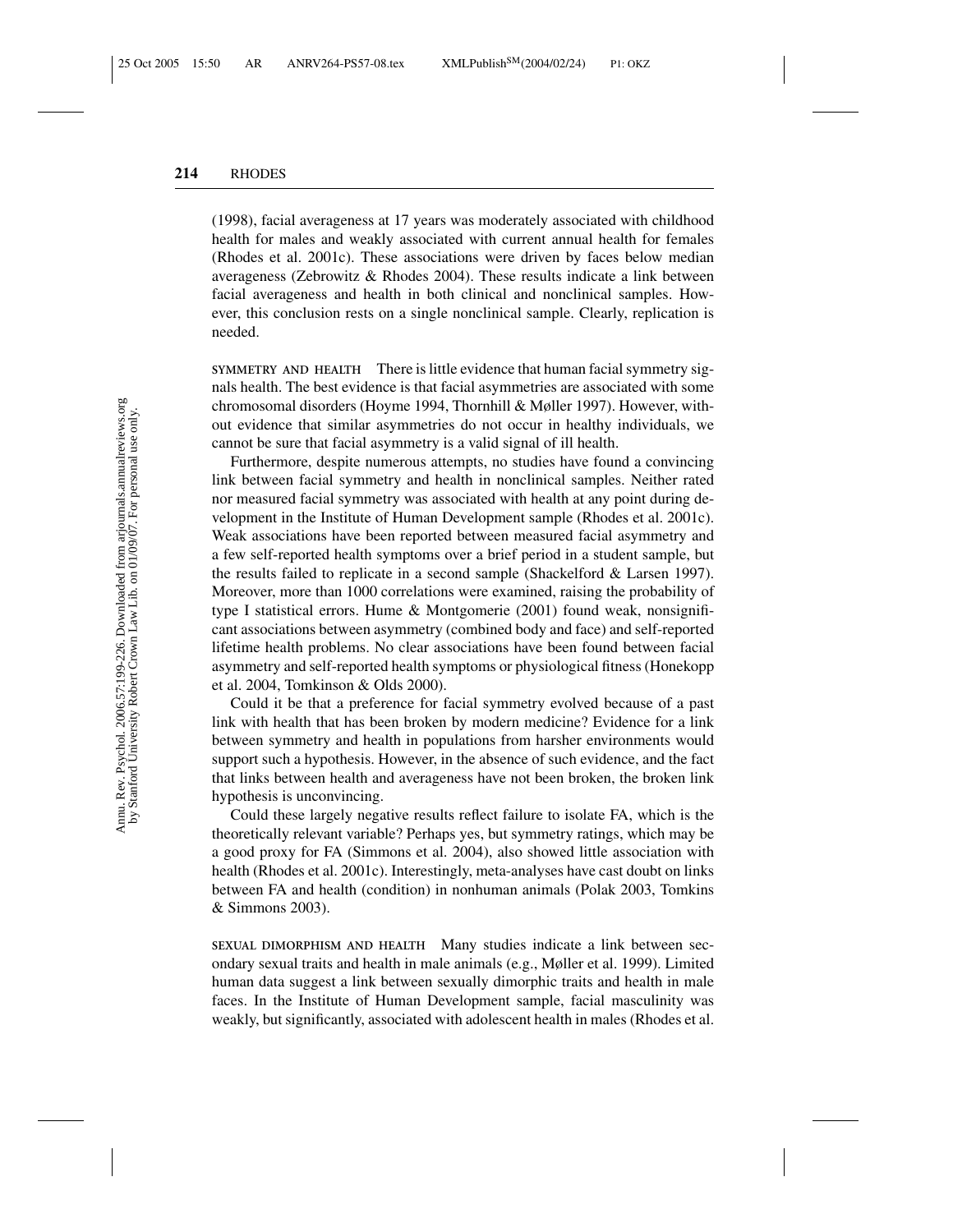(1998), facial averageness at 17 years was moderately associated with childhood health for males and weakly associated with current annual health for females (Rhodes et al. 2001c). These associations were driven by faces below median averageness (Zebrowitz & Rhodes 2004). These results indicate a link between facial averageness and health in both clinical and nonclinical samples. However, this conclusion rests on a single nonclinical sample. Clearly, replication is needed.

SYMMETRY AND HEALTH There is little evidence that human facial symmetry signals health. The best evidence is that facial asymmetries are associated with some chromosomal disorders (Hoyme 1994, Thornhill & Møller 1997). However, without evidence that similar asymmetries do not occur in healthy individuals, we cannot be sure that facial asymmetry is a valid signal of ill health.

Furthermore, despite numerous attempts, no studies have found a convincing link between facial symmetry and health in nonclinical samples. Neither rated nor measured facial symmetry was associated with health at any point during development in the Institute of Human Development sample (Rhodes et al. 2001c). Weak associations have been reported between measured facial asymmetry and a few self-reported health symptoms over a brief period in a student sample, but the results failed to replicate in a second sample (Shackelford & Larsen 1997). Moreover, more than 1000 correlations were examined, raising the probability of type I statistical errors. Hume & Montgomerie (2001) found weak, nonsignificant associations between asymmetry (combined body and face) and self-reported lifetime health problems. No clear associations have been found between facial asymmetry and self-reported health symptoms or physiological fitness (Honekopp et al. 2004, Tomkinson & Olds 2000).

Could it be that a preference for facial symmetry evolved because of a past link with health that has been broken by modern medicine? Evidence for a link between symmetry and health in populations from harsher environments would support such a hypothesis. However, in the absence of such evidence, and the fact that links between health and averageness have not been broken, the broken link hypothesis is unconvincing.

Could these largely negative results reflect failure to isolate FA, which is the theoretically relevant variable? Perhaps yes, but symmetry ratings, which may be a good proxy for FA (Simmons et al. 2004), also showed little association with health (Rhodes et al. 2001c). Interestingly, meta-analyses have cast doubt on links between FA and health (condition) in nonhuman animals (Polak 2003, Tomkins & Simmons 2003).

SEXUAL DIMORPHISM AND HEALTH Many studies indicate a link between secondary sexual traits and health in male animals (e.g., Møller et al. 1999). Limited human data suggest a link between sexually dimorphic traits and health in male faces. In the Institute of Human Development sample, facial masculinity was weakly, but significantly, associated with adolescent health in males (Rhodes et al.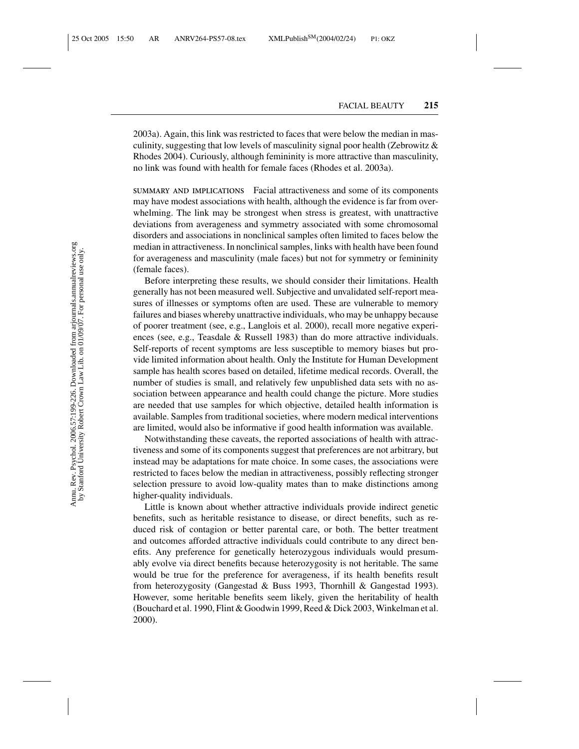2003a). Again, this link was restricted to faces that were below the median in masculinity, suggesting that low levels of masculinity signal poor health (Zebrowitz & Rhodes 2004). Curiously, although femininity is more attractive than masculinity, no link was found with health for female faces (Rhodes et al. 2003a).

SUMMARY AND IMPLICATIONS Facial attractiveness and some of its components may have modest associations with health, although the evidence is far from overwhelming. The link may be strongest when stress is greatest, with unattractive deviations from averageness and symmetry associated with some chromosomal disorders and associations in nonclinical samples often limited to faces below the median in attractiveness. In nonclinical samples, links with health have been found for averageness and masculinity (male faces) but not for symmetry or femininity (female faces).

Before interpreting these results, we should consider their limitations. Health generally has not been measured well. Subjective and unvalidated self-report measures of illnesses or symptoms often are used. These are vulnerable to memory failures and biases whereby unattractive individuals, who may be unhappy because of poorer treatment (see, e.g., Langlois et al. 2000), recall more negative experiences (see, e.g., Teasdale & Russell 1983) than do more attractive individuals. Self-reports of recent symptoms are less susceptible to memory biases but provide limited information about health. Only the Institute for Human Development sample has health scores based on detailed, lifetime medical records. Overall, the number of studies is small, and relatively few unpublished data sets with no association between appearance and health could change the picture. More studies are needed that use samples for which objective, detailed health information is available. Samples from traditional societies, where modern medical interventions are limited, would also be informative if good health information was available.

Notwithstanding these caveats, the reported associations of health with attractiveness and some of its components suggest that preferences are not arbitrary, but instead may be adaptations for mate choice. In some cases, the associations were restricted to faces below the median in attractiveness, possibly reflecting stronger selection pressure to avoid low-quality mates than to make distinctions among higher-quality individuals.

Little is known about whether attractive individuals provide indirect genetic benefits, such as heritable resistance to disease, or direct benefits, such as reduced risk of contagion or better parental care, or both. The better treatment and outcomes afforded attractive individuals could contribute to any direct benefits. Any preference for genetically heterozygous individuals would presumably evolve via direct benefits because heterozygosity is not heritable. The same would be true for the preference for averageness, if its health benefits result from heterozygosity (Gangestad & Buss 1993, Thornhill & Gangestad 1993). However, some heritable benefits seem likely, given the heritability of health (Bouchard et al. 1990, Flint & Goodwin 1999, Reed & Dick 2003, Winkelman et al. 2000).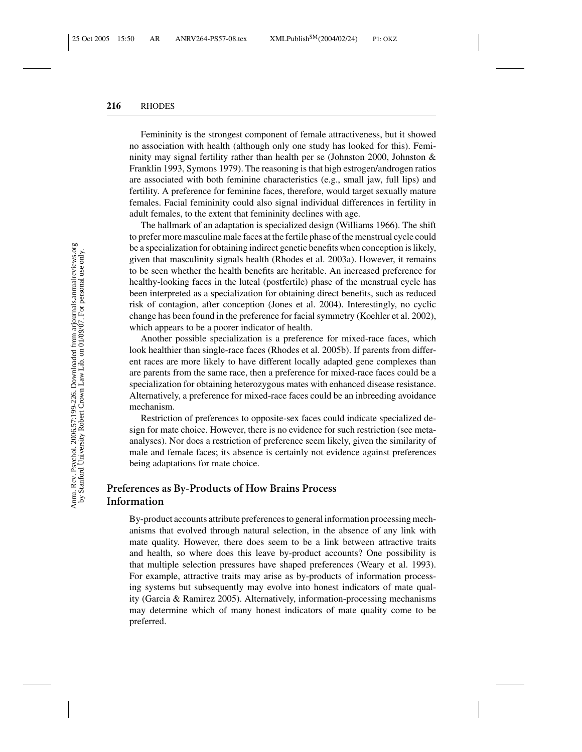Femininity is the strongest component of female attractiveness, but it showed no association with health (although only one study has looked for this). Femininity may signal fertility rather than health per se (Johnston 2000, Johnston & Franklin 1993, Symons 1979). The reasoning is that high estrogen/androgen ratios are associated with both feminine characteristics (e.g., small jaw, full lips) and fertility. A preference for feminine faces, therefore, would target sexually mature females. Facial femininity could also signal individual differences in fertility in adult females, to the extent that femininity declines with age.

The hallmark of an adaptation is specialized design (Williams 1966). The shift to prefer more masculine male faces at the fertile phase of the menstrual cycle could be a specialization for obtaining indirect genetic benefits when conception is likely, given that masculinity signals health (Rhodes et al. 2003a). However, it remains to be seen whether the health benefits are heritable. An increased preference for healthy-looking faces in the luteal (postfertile) phase of the menstrual cycle has been interpreted as a specialization for obtaining direct benefits, such as reduced risk of contagion, after conception (Jones et al. 2004). Interestingly, no cyclic change has been found in the preference for facial symmetry (Koehler et al. 2002), which appears to be a poorer indicator of health.

Another possible specialization is a preference for mixed-race faces, which look healthier than single-race faces (Rhodes et al. 2005b). If parents from different races are more likely to have different locally adapted gene complexes than are parents from the same race, then a preference for mixed-race faces could be a specialization for obtaining heterozygous mates with enhanced disease resistance. Alternatively, a preference for mixed-race faces could be an inbreeding avoidance mechanism.

Restriction of preferences to opposite-sex faces could indicate specialized design for mate choice. However, there is no evidence for such restriction (see meta-analyses). Nor does a restriction of preference seem likely, given the similarity of male and female faces; its absence is certainly not evidence against preferences being adaptations for mate choice.

## Preferences as By-Products of How Brains Process Information

By-product accounts attribute preferences to general information processing mechanisms that evolved through natural selection, in the absence of any link with mate quality. However, there does seem to be a link between attractive traits and health, so where does this leave by-product accounts? One possibility is that multiple selection pressures have shaped preferences (Weary et al. 1993). For example, attractive traits may arise as by-products of information processing systems but subsequently may evolve into honest indicators of mate quality (Garcia & Ramirez 2005). Alternatively, information-processing mechanisms may determine which of many honest indicators of mate quality come to be preferred.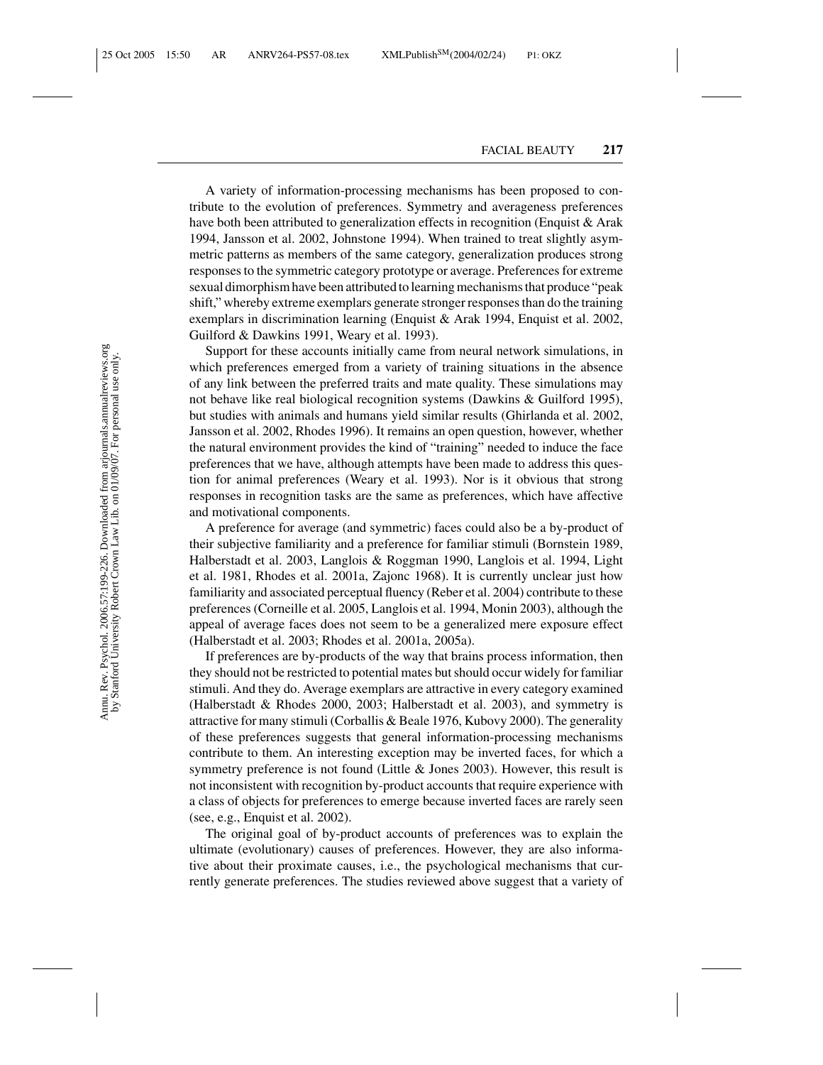A variety of information-processing mechanisms has been proposed to contribute to the evolution of preferences. Symmetry and averageness preferences have both been attributed to generalization effects in recognition (Enquist & Arak 1994, Jansson et al. 2002, Johnstone 1994). When trained to treat slightly asymmetric patterns as members of the same category, generalization produces strong responses to the symmetric category prototype or average. Preferences for extreme sexual dimorphism have been attributed to learning mechanisms that produce "peak shift," whereby extreme exemplars generate stronger responses than do the training exemplars in discrimination learning (Enquist & Arak 1994, Enquist et al. 2002, Guilford & Dawkins 1991, Weary et al. 1993).

Support for these accounts initially came from neural network simulations, in which preferences emerged from a variety of training situations in the absence of any link between the preferred traits and mate quality. These simulations may not behave like real biological recognition systems (Dawkins & Guilford 1995), but studies with animals and humans yield similar results (Ghirlanda et al. 2002, Jansson et al. 2002, Rhodes 1996). It remains an open question, however, whether the natural environment provides the kind of "training" needed to induce the face preferences that we have, although attempts have been made to address this question for animal preferences (Weary et al. 1993). Nor is it obvious that strong responses in recognition tasks are the same as preferences, which have affective and motivational components.

A preference for average (and symmetric) faces could also be a by-product of their subjective familiarity and a preference for familiar stimuli (Bornstein 1989, Halberstadt et al. 2003, Langlois & Roggman 1990, Langlois et al. 1994, Light et al. 1981, Rhodes et al. 2001a, Zajonc 1968). It is currently unclear just how familiarity and associated perceptual fluency (Reber et al. 2004) contribute to these preferences (Corneille et al. 2005, Langlois et al. 1994, Monin 2003), although the appeal of average faces does not seem to be a generalized mere exposure effect (Halberstadt et al. 2003; Rhodes et al. 2001a, 2005a).

If preferences are by-products of the way that brains process information, then they should not be restricted to potential mates but should occur widely for familiar stimuli. And they do. Average exemplars are attractive in every category examined (Halberstadt & Rhodes 2000, 2003; Halberstadt et al. 2003), and symmetry is attractive for many stimuli (Corballis & Beale 1976, Kubovy 2000). The generality of these preferences suggests that general information-processing mechanisms contribute to them. An interesting exception may be inverted faces, for which a symmetry preference is not found (Little & Jones 2003). However, this result is not inconsistent with recognition by-product accounts that require experience with a class of objects for preferences to emerge because inverted faces are rarely seen (see, e.g., Enquist et al. 2002).

The original goal of by-product accounts of preferences was to explain the ultimate (evolutionary) causes of preferences. However, they are also informative about their proximate causes, i.e., the psychological mechanisms that currently generate preferences. The studies reviewed above suggest that a variety of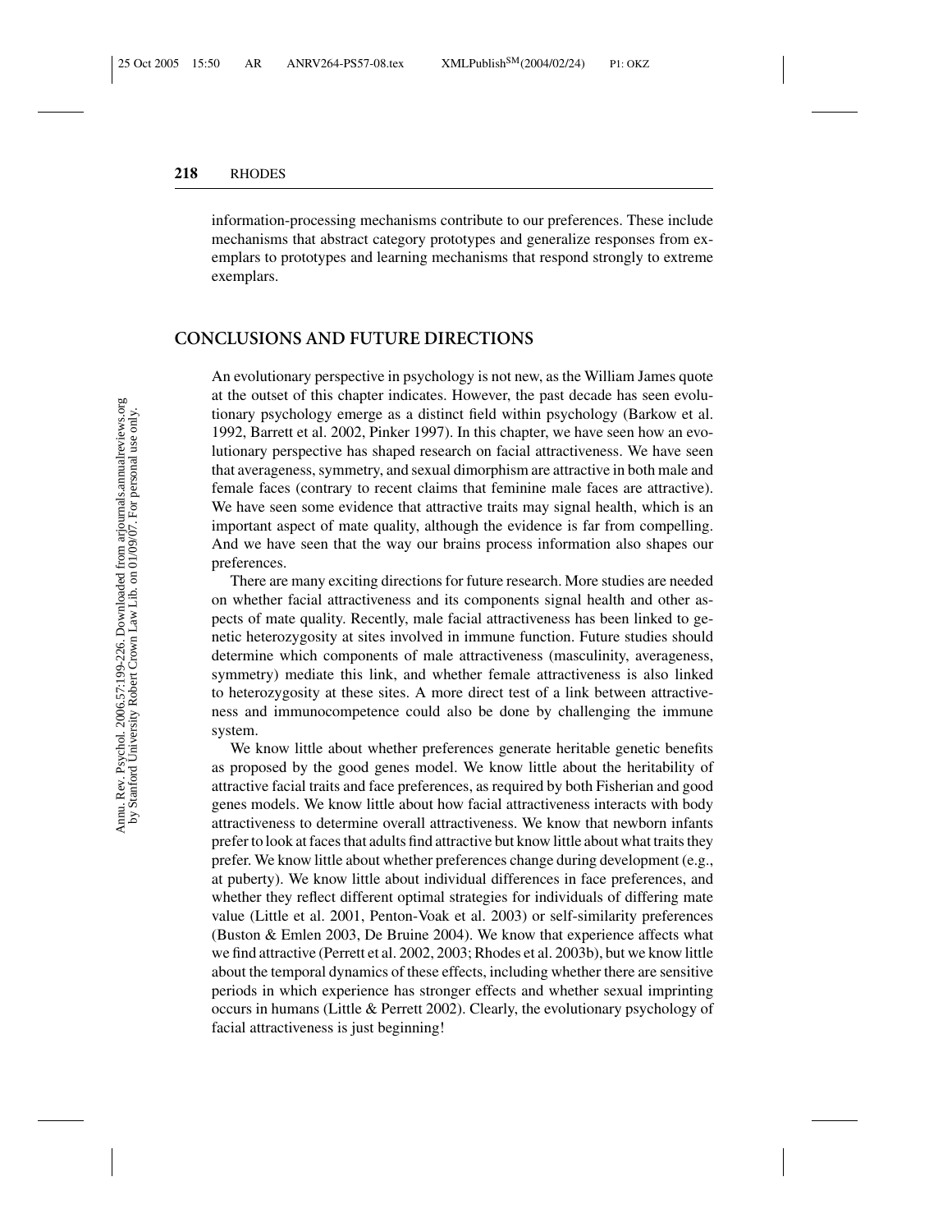information-processing mechanisms contribute to our preferences. These include mechanisms that abstract category prototypes and generalize responses from exemplars to prototypes and learning mechanisms that respond strongly to extreme exemplars.

## CONCLUSIONS AND FUTURE DIRECTIONS

An evolutionary perspective in psychology is not new, as the William James quote at the outset of this chapter indicates. However, the past decade has seen evolutionary psychology emerge as a distinct field within psychology (Barkow et al. 1992, Barrett et al. 2002, Pinker 1997). In this chapter, we have seen how an evolutionary perspective has shaped research on facial attractiveness. We have seen that averageness, symmetry, and sexual dimorphism are attractive in both male and female faces (contrary to recent claims that feminine male faces are attractive). We have seen some evidence that attractive traits may signal health, which is an important aspect of mate quality, although the evidence is far from compelling. And we have seen that the way our brains process information also shapes our preferences.

There are many exciting directions for future research. More studies are needed on whether facial attractiveness and its components signal health and other aspects of mate quality. Recently, male facial attractiveness has been linked to genetic heterozygosity at sites involved in immune function. Future studies should determine which components of male attractiveness (masculinity, averageness, symmetry) mediate this link, and whether female attractiveness is also linked to heterozygosity at these sites. A more direct test of a link between attractiveness and immunocompetence could also be done by challenging the immune system.

We know little about whether preferences generate heritable genetic benefits as proposed by the good genes model. We know little about the heritability of attractive facial traits and face preferences, as required by both Fisherian and good genes models. We know little about how facial attractiveness interacts with body attractiveness to determine overall attractiveness. We know that newborn infants prefer to look at faces that adults find attractive but know little about what traits they prefer. We know little about whether preferences change during development (e.g., at puberty). We know little about individual differences in face preferences, and whether they reflect different optimal strategies for individuals of differing mate value (Little et al. 2001, Penton-Voak et al. 2003) or self-similarity preferences (Buston & Emlen 2003, De Bruine 2004). We know that experience affects what we find attractive (Perrett et al. 2002, 2003; Rhodes et al. 2003b), but we know little about the temporal dynamics of these effects, including whether there are sensitive periods in which experience has stronger effects and whether sexual imprinting occurs in humans (Little & Perrett 2002). Clearly, the evolutionary psychology of facial attractiveness is just beginning!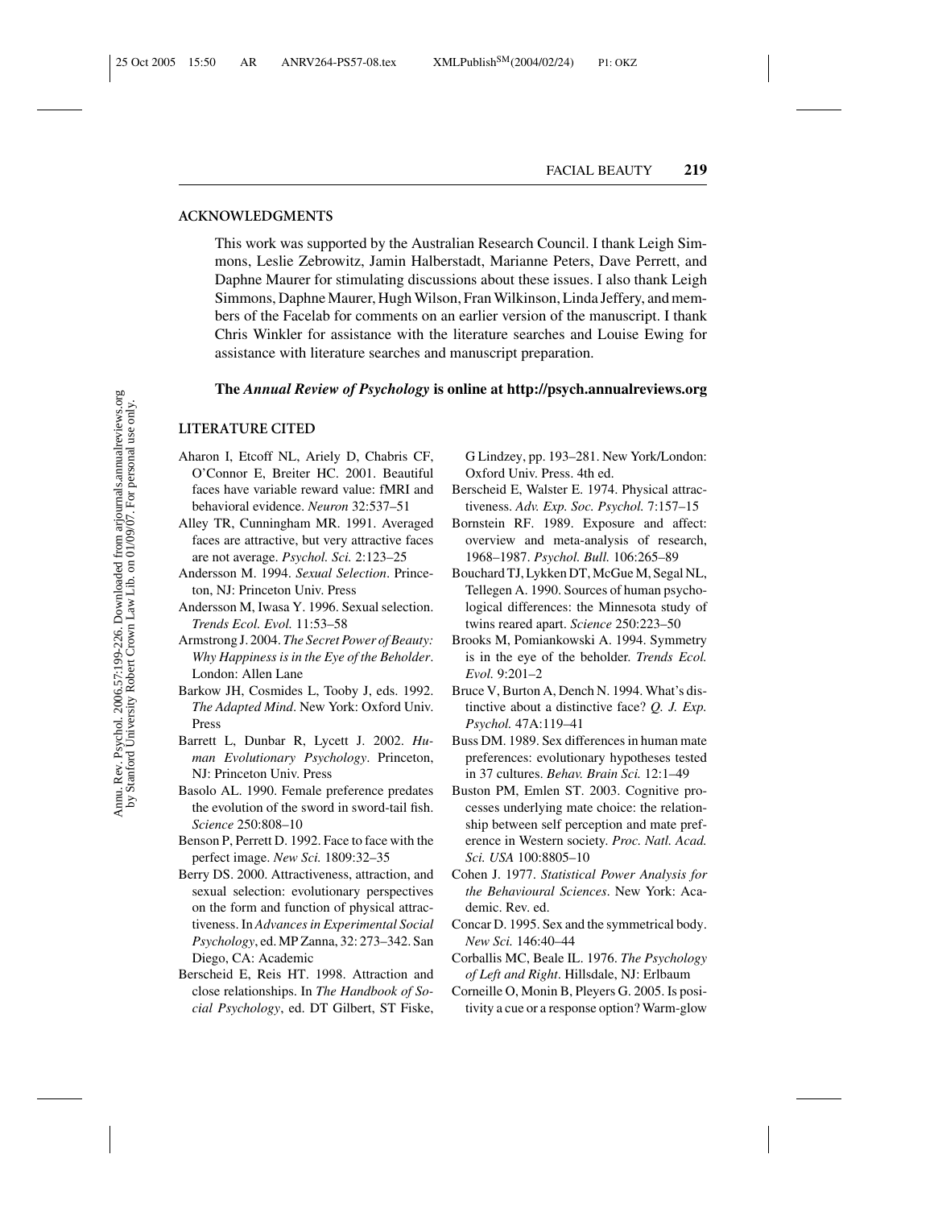## ACKNOWLEDGMENTS

This work was supported by the Australian Research Council. I thank Leigh Simmons, Leslie Zebrowitz, Jamin Halberstadt, Marianne Peters, Dave Perrett, and Daphne Maurer for stimulating discussions about these issues. I also thank Leigh Simmons, Daphne Maurer, Hugh Wilson, Fran Wilkinson, Linda Jeffery, and members of the Facelab for comments on an earlier version of the manuscript. I thank Chris Winkler for assistance with the literature searches and Louise Ewing for assistance with literature searches and manuscript preparation.

**The *Annual Review of Psychology* is online at http://psych.annualreviews.org**

## LITERATURE CITED

Aharon I, Etcoff NL, Ariely D, Chabris CF, O'Connor E, Breiter HC. 2001. Beautiful faces have variable reward value: fMRI and behavioral evidence. *Neuron* 32:537–51

Alley TR, Cunningham MR. 1991. Averaged faces are attractive, but very attractive faces are not average. *Psychol. Sci.* 2:123–25

Andersson M. 1994. *Sexual Selection*. Princeton, NJ: Princeton Univ. Press

Andersson M, Iwasa Y. 1996. Sexual selection. *Trends Ecol. Evol.* 11:53–58

Armstrong J. 2004. *The Secret Power of Beauty: Why Happiness is in the Eye of the Beholder*. London: Allen Lane

Barkow JH, Cosmides L, Tooby J, eds. 1992. *The Adapted Mind*. New York: Oxford Univ. Press

Barrett L, Dunbar R, Lycett J. 2002. *Human Evolutionary Psychology*. Princeton, NJ: Princeton Univ. Press

Basolo AL. 1990. Female preference predates the evolution of the sword in sword-tail fish. *Science* 250:808–10

Benson P, Perrett D. 1992. Face to face with the perfect image. *New Sci.* 1809:32–35

Berry DS. 2000. Attractiveness, attraction, and sexual selection: evolutionary perspectives on the form and function of physical attractiveness. In *Advances in Experimental Social Psychology*, ed. MP Zanna, 32: 273–342. San Diego, CA: Academic

Berscheid E, Reis HT. 1998. Attraction and close relationships. In *The Handbook of Social Psychology*, ed. DT Gilbert, ST Fiske, G Lindzey, pp. 193–281. New York/London: Oxford Univ. Press. 4th ed.

Berscheid E, Walster E. 1974. Physical attractiveness. *Adv. Exp. Soc. Psychol.* 7:157–15

Bornstein RF. 1989. Exposure and affect: overview and meta-analysis of research, 1968–1987. *Psychol. Bull.* 106:265–89

Bouchard TJ, Lykken DT, McGue M, Segal NL, Tellegen A. 1990. Sources of human psychological differences: the Minnesota study of twins reared apart. *Science* 250:223–50

Brooks M, Pomiankowski A. 1994. Symmetry is in the eye of the beholder. *Trends Ecol. Evol.* 9:201–2

Bruce V, Burton A, Dench N. 1994. What's distinctive about a distinctive face? *Q. J. Exp. Psychol.* 47A:119–41

Buss DM. 1989. Sex differences in human mate preferences: evolutionary hypotheses tested in 37 cultures. *Behav. Brain Sci.* 12:1–49

Buston PM, Emlen ST. 2003. Cognitive processes underlying mate choice: the relationship between self perception and mate preference in Western society. *Proc. Natl. Acad. Sci. USA* 100:8805–10

Cohen J. 1977. *Statistical Power Analysis for the Behavioural Sciences*. New York: Academic. Rev. ed.

Concar D. 1995. Sex and the symmetrical body. *New Sci.* 146:40–44

Corballis MC, Beale IL. 1976. *The Psychology of Left and Right*. Hillsdale, NJ: Erlbaum

Corneille O, Monin B, Pleyers G. 2005. Is positivity a cue or a response option? Warm-glow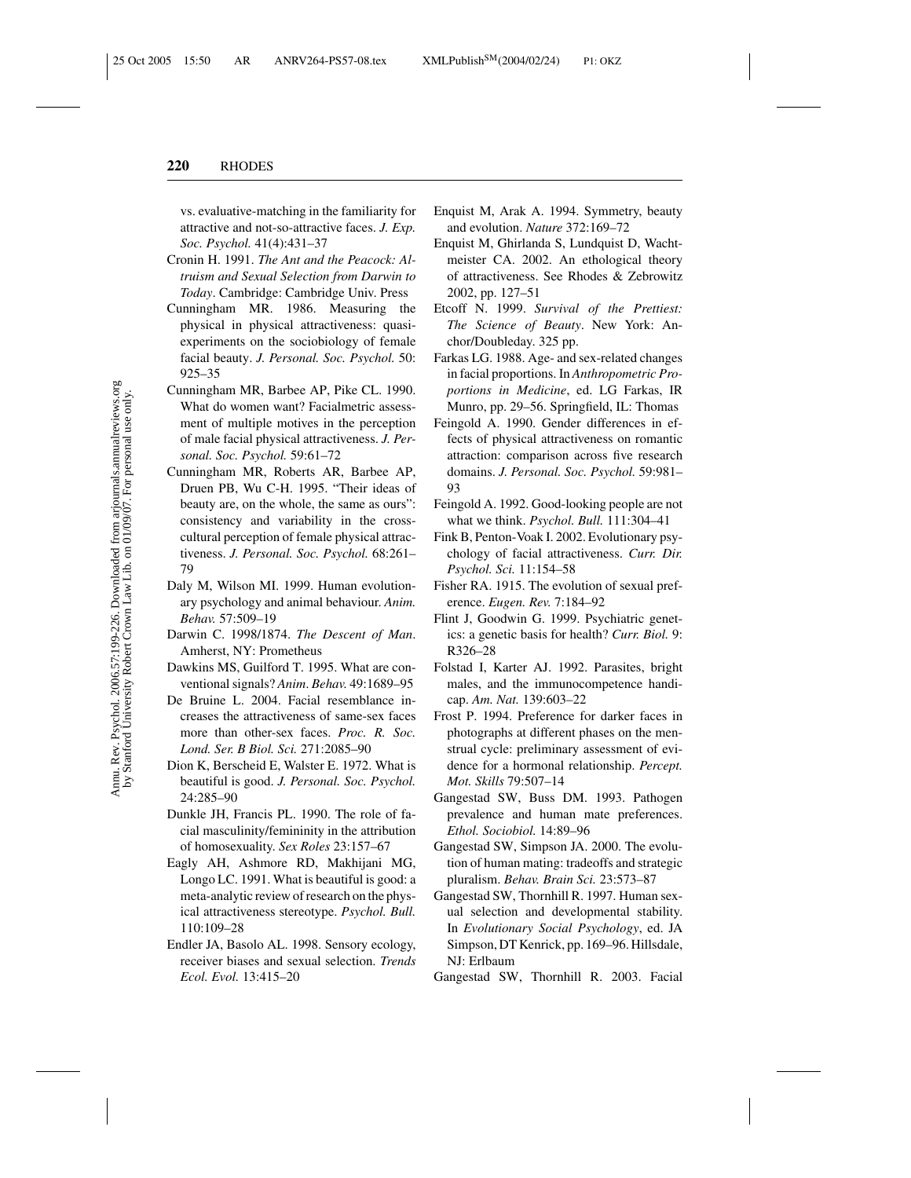vs. evaluative-matching in the familiarity for attractive and not-so-attractive faces. *J. Exp. Soc. Psychol.* 41(4):431–37

Cronin H. 1991. *The Ant and the Peacock: Altruism and Sexual Selection from Darwin to Today*. Cambridge: Cambridge Univ. Press

Cunningham MR. 1986. Measuring the physical in physical attractiveness: quasi-experiments on the sociobiology of female facial beauty. *J. Personal. Soc. Psychol.* 50: 925–35

Cunningham MR, Barbee AP, Pike CL. 1990. What do women want? Facialmetric assessment of multiple motives in the perception of male facial physical attractiveness. *J. Personal. Soc. Psychol.* 59:61–72

Cunningham MR, Roberts AR, Barbee AP, Druen PB, Wu C-H. 1995. "Their ideas of beauty are, on the whole, the same as ours": consistency and variability in the cross-cultural perception of female physical attractiveness. *J. Personal. Soc. Psychol.* 68:261–79

Daly M, Wilson MI. 1999. Human evolutionary psychology and animal behaviour. *Anim. Behav.* 57:509–19

Darwin C. 1998/1874. *The Descent of Man*. Amherst, NY: Prometheus

Dawkins MS, Guilford T. 1995. What are conventional signals? *Anim. Behav.* 49:1689–95

De Bruine L. 2004. Facial resemblance increases the attractiveness of same-sex faces more than other-sex faces. *Proc. R. Soc. Lond. Ser. B Biol. Sci.* 271:2085–90

Dion K, Berscheid E, Walster E. 1972. What is beautiful is good. *J. Personal. Soc. Psychol.* 24:285–90

Dunkle JH, Francis PL. 1990. The role of facial masculinity/femininity in the attribution of homosexuality. *Sex Roles* 23:157–67

Eagly AH, Ashmore RD, Makhijani MG, Longo LC. 1991. What is beautiful is good: a meta-analytic review of research on the physical attractiveness stereotype. *Psychol. Bull.* 110:109–28

Endler JA, Basolo AL. 1998. Sensory ecology, receiver biases and sexual selection. *Trends Ecol. Evol.* 13:415–20

Enquist M, Arak A. 1994. Symmetry, beauty and evolution. *Nature* 372:169–72

Enquist M, Ghirlanda S, Lundquist D, Wachtmeister CA. 2002. An ethological theory of attractiveness. See Rhodes & Zebrowitz 2002, pp. 127–51

Etcoff N. 1999. *Survival of the Prettiest: The Science of Beauty*. New York: Anchor/Doubleday. 325 pp.

Farkas LG. 1988. Age- and sex-related changes in facial proportions. In *Anthropometric Proportions in Medicine*, ed. LG Farkas, IR Munro, pp. 29–56. Springfield, IL: Thomas

Feingold A. 1990. Gender differences in effects of physical attractiveness on romantic attraction: comparison across five research domains. *J. Personal. Soc. Psychol.* 59:981–93

Feingold A. 1992. Good-looking people are not what we think. *Psychol. Bull.* 111:304–41

Fink B, Penton-Voak I. 2002. Evolutionary psychology of facial attractiveness. *Curr. Dir. Psychol. Sci.* 11:154–58

Fisher RA. 1915. The evolution of sexual preference. *Eugen. Rev.* 7:184–92

Flint J, Goodwin G. 1999. Psychiatric genetics: a genetic basis for health? *Curr. Biol.* 9: R326–28

Folstad I, Karter AJ. 1992. Parasites, bright males, and the immunocompetence handicap. *Am. Nat.* 139:603–22

Frost P. 1994. Preference for darker faces in photographs at different phases on the menstrual cycle: preliminary assessment of evidence for a hormonal relationship. *Percept. Mot. Skills* 79:507–14

Gangestad SW, Buss DM. 1993. Pathogen prevalence and human mate preferences. *Ethol. Sociobiol.* 14:89–96

Gangestad SW, Simpson JA. 2000. The evolution of human mating: tradeoffs and strategic pluralism. *Behav. Brain Sci.* 23:573–87

Gangestad SW, Thornhill R. 1997. Human sexual selection and developmental stability. In *Evolutionary Social Psychology*, ed. JA Simpson, DT Kenrick, pp. 169–96. Hillsdale, NJ: Erlbaum

Gangestad SW, Thornhill R. 2003. Facial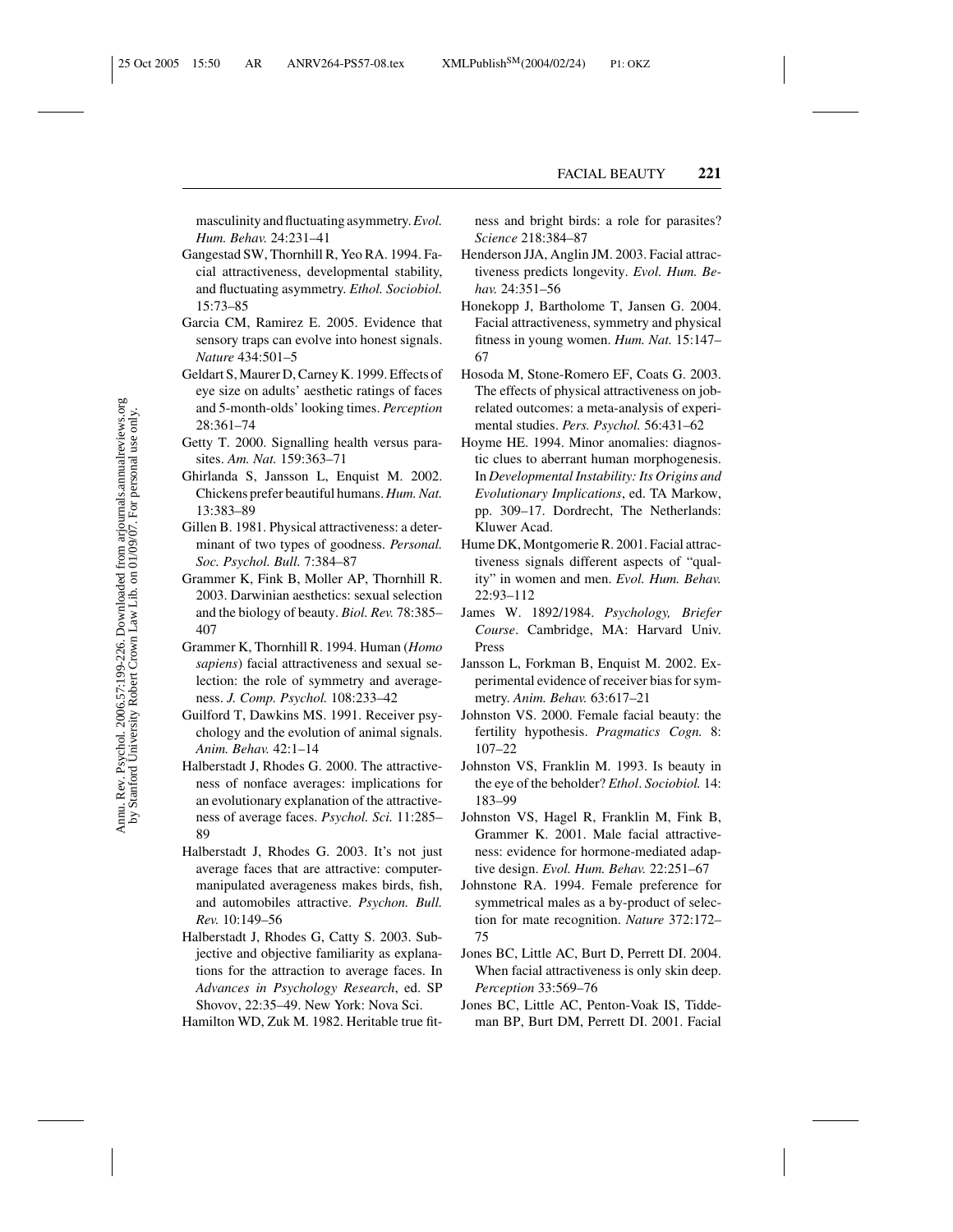masculinity and fluctuating asymmetry. *Evol. Hum. Behav.* 24:231–41

Gangestad SW, Thornhill R, Yeo RA. 1994. Facial attractiveness, developmental stability, and fluctuating asymmetry. *Ethol. Sociobiol.* 15:73–85

Garcia CM, Ramirez E. 2005. Evidence that sensory traps can evolve into honest signals. *Nature* 434:501–5

Geldart S, Maurer D, Carney K. 1999. Effects of eye size on adults' aesthetic ratings of faces and 5-month-olds' looking times. *Perception* 28:361–74

Getty T. 2000. Signalling health versus parasites. *Am. Nat.* 159:363–71

Ghirlanda S, Jansson L, Enquist M. 2002. Chickens prefer beautiful humans. *Hum. Nat.* 13:383–89

Gillen B. 1981. Physical attractiveness: a determinant of two types of goodness. *Personal. Soc. Psychol. Bull.* 7:384–87

Grammer K, Fink B, Moller AP, Thornhill R. 2003. Darwinian aesthetics: sexual selection and the biology of beauty. *Biol. Rev.* 78:385–407

Grammer K, Thornhill R. 1994. Human (*Homo sapiens*) facial attractiveness and sexual selection: the role of symmetry and averageness. *J. Comp. Psychol.* 108:233–42

Guilford T, Dawkins MS. 1991. Receiver psychology and the evolution of animal signals. *Anim. Behav.* 42:1–14

Halberstadt J, Rhodes G. 2000. The attractiveness of nonface averages: implications for an evolutionary explanation of the attractiveness of average faces. *Psychol. Sci.* 11:285–89

Halberstadt J, Rhodes G. 2003. It's not just average faces that are attractive: computer-manipulated averageness makes birds, fish, and automobiles attractive. *Psychon. Bull. Rev.* 10:149–56

Halberstadt J, Rhodes G, Catty S. 2003. Subjective and objective familiarity as explanations for the attraction to average faces. In *Advances in Psychology Research*, ed. SP Shovov, 22:35–49. New York: Nova Sci.

Hamilton WD, Zuk M. 1982. Heritable true fitness and bright birds: a role for parasites? *Science* 218:384–87

Henderson JJA, Anglin JM. 2003. Facial attractiveness predicts longevity. *Evol. Hum. Behav.* 24:351–56

Honekopp J, Bartholome T, Jansen G. 2004. Facial attractiveness, symmetry and physical fitness in young women. *Hum. Nat.* 15:147–67

Hosoda M, Stone-Romero EF, Coats G. 2003. The effects of physical attractiveness on job-related outcomes: a meta-analysis of experimental studies. *Pers. Psychol.* 56:431–62

Hoyme HE. 1994. Minor anomalies: diagnostic clues to aberrant human morphogenesis. In *Developmental Instability: Its Origins and Evolutionary Implications*, ed. TA Markow, pp. 309–17. Dordrecht, The Netherlands: Kluwer Acad.

Hume DK, Montgomerie R. 2001. Facial attractiveness signals different aspects of "quality" in women and men. *Evol. Hum. Behav.* 22:93–112

James W. 1892/1984. *Psychology, Briefer Course*. Cambridge, MA: Harvard Univ. Press

Jansson L, Forkman B, Enquist M. 2002. Experimental evidence of receiver bias for symmetry. *Anim. Behav.* 63:617–21

Johnston VS. 2000. Female facial beauty: the fertility hypothesis. *Pragmatics Cogn.* 8: 107–22

Johnston VS, Franklin M. 1993. Is beauty in the eye of the beholder? *Ethol*. *Sociobiol.* 14: 183–99

Johnston VS, Hagel R, Franklin M, Fink B, Grammer K. 2001. Male facial attractiveness: evidence for hormone-mediated adaptive design. *Evol. Hum. Behav.* 22:251–67

Johnstone RA. 1994. Female preference for symmetrical males as a by-product of selection for mate recognition. *Nature* 372:172–75

Jones BC, Little AC, Burt D, Perrett DI. 2004. When facial attractiveness is only skin deep. *Perception* 33:569–76

Jones BC, Little AC, Penton-Voak IS, Tiddeman BP, Burt DM, Perrett DI. 2001. Facial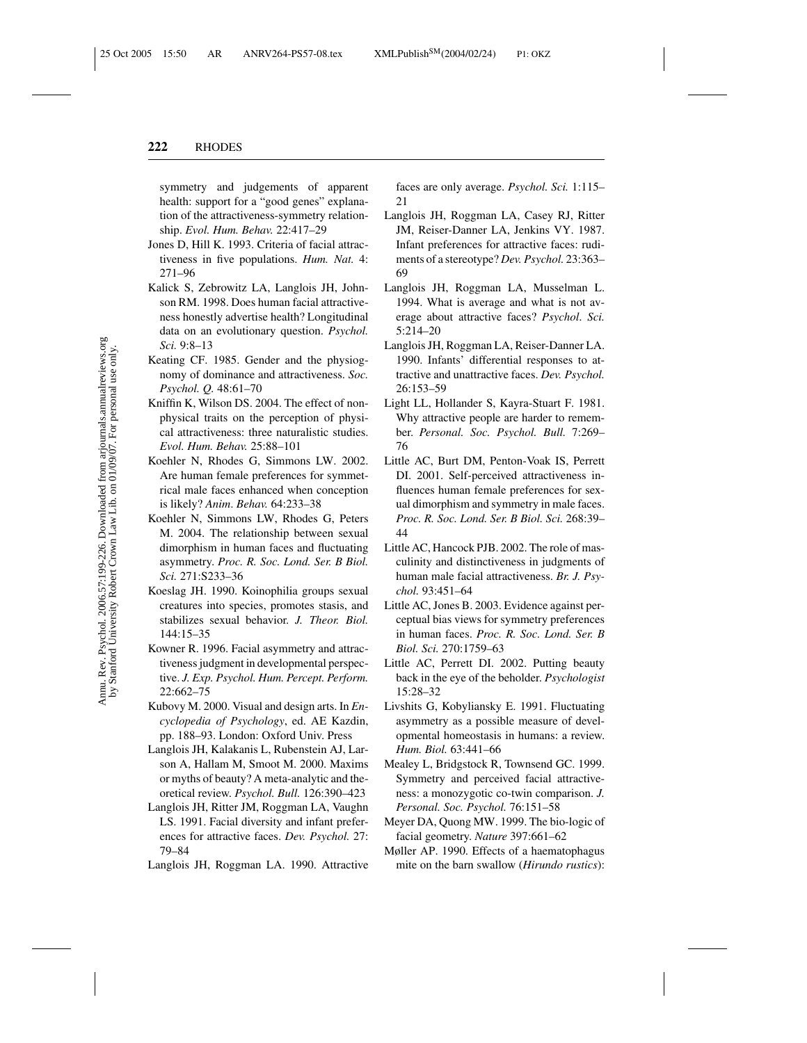symmetry and judgements of apparent health: support for a "good genes" explanation of the attractiveness-symmetry relationship. *Evol. Hum. Behav.* 22:417–29

Jones D, Hill K. 1993. Criteria of facial attractiveness in five populations. *Hum. Nat.* 4: 271–96

Kalick S, Zebrowitz LA, Langlois JH, Johnson RM. 1998. Does human facial attractiveness honestly advertise health? Longitudinal data on an evolutionary question. *Psychol. Sci.* 9:8–13

Keating CF. 1985. Gender and the physiognomy of dominance and attractiveness. *Soc. Psychol. Q.* 48:61–70

Kniffin K, Wilson DS. 2004. The effect of nonphysical traits on the perception of physical attractiveness: three naturalistic studies. *Evol. Hum. Behav.* 25:88–101

Koehler N, Rhodes G, Simmons LW. 2002. Are human female preferences for symmetrical male faces enhanced when conception is likely? *Anim. Behav.* 64:233–38

Koehler N, Simmons LW, Rhodes G, Peters M. 2004. The relationship between sexual dimorphism in human faces and fluctuating asymmetry. *Proc. R. Soc. Lond. Ser. B Biol. Sci.* 271:S233–36

Koeslag JH. 1990. Koinophilia groups sexual creatures into species, promotes stasis, and stabilizes sexual behavior. *J. Theor. Biol.* 144:15–35

Kowner R. 1996. Facial asymmetry and attractiveness judgment in developmental perspective. *J. Exp. Psychol. Hum. Percept. Perform.* 22:662–75

Kubovy M. 2000. Visual and design arts. In *Encyclopedia of Psychology*, ed. AE Kazdin, pp. 188–93. London: Oxford Univ. Press

Langlois JH, Kalakanis L, Rubenstein AJ, Larson A, Hallam M, Smoot M. 2000. Maxims or myths of beauty? A meta-analytic and theoretical review. *Psychol. Bull.* 126:390–423

Langlois JH, Ritter JM, Roggman LA, Vaughn LS. 1991. Facial diversity and infant preferences for attractive faces. *Dev. Psychol.* 27: 79–84

Langlois JH, Roggman LA. 1990. Attractive faces are only average. *Psychol. Sci.* 1:115–21

Langlois JH, Roggman LA, Casey RJ, Ritter JM, Reiser-Danner LA, Jenkins VY. 1987. Infant preferences for attractive faces: rudiments of a stereotype? *Dev. Psychol.* 23:363–69

Langlois JH, Roggman LA, Musselman L. 1994. What is average and what is not average about attractive faces? *Psychol. Sci.* 5:214–20

Langlois JH, Roggman LA, Reiser-Danner LA. 1990. Infants' differential responses to attractive and unattractive faces. *Dev. Psychol.* 26:153–59

Light LL, Hollander S, Kayra-Stuart F. 1981. Why attractive people are harder to remember. *Personal. Soc. Psychol. Bull.* 7:269–76

Little AC, Burt DM, Penton-Voak IS, Perrett DI. 2001. Self-perceived attractiveness influences human female preferences for sexual dimorphism and symmetry in male faces. *Proc. R. Soc. Lond. Ser. B Biol. Sci.* 268:39–44

Little AC, Hancock PJB. 2002. The role of masculinity and distinctiveness in judgments of human male facial attractiveness. *Br. J. Psychol.* 93:451–64

Little AC, Jones B. 2003. Evidence against perceptual bias views for symmetry preferences in human faces. *Proc. R. Soc. Lond. Ser. B Biol. Sci.* 270:1759–63

Little AC, Perrett DI. 2002. Putting beauty back in the eye of the beholder. *Psychologist* 15:28–32

Livshits G, Kobyliansky E. 1991. Fluctuating asymmetry as a possible measure of developmental homeostasis in humans: a review. *Hum. Biol.* 63:441–66

Mealey L, Bridgstock R, Townsend GC. 1999. Symmetry and perceived facial attractiveness: a monozygotic co-twin comparison. *J. Personal. Soc. Psychol.* 76:151–58

Meyer DA, Quong MW. 1999. The bio-logic of facial geometry. *Nature* 397:661–62

Møller AP. 1990. Effects of a haematophagus mite on the barn swallow (*Hirundo rustics*):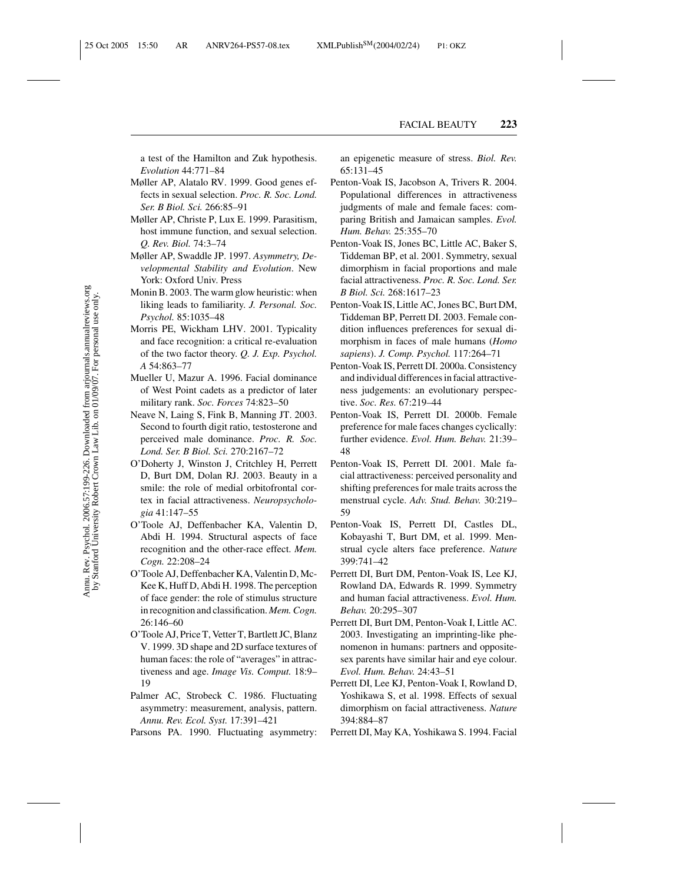a test of the Hamilton and Zuk hypothesis. *Evolution* 44:771–84

Møller AP, Alatalo RV. 1999. Good genes effects in sexual selection. *Proc. R. Soc. Lond. Ser. B Biol. Sci.* 266:85–91

Møller AP, Christe P, Lux E. 1999. Parasitism, host immune function, and sexual selection. *Q. Rev. Biol.* 74:3–74

Møller AP, Swaddle JP. 1997. *Asymmetry, Developmental Stability and Evolution*. New York: Oxford Univ. Press

Monin B. 2003. The warm glow heuristic: when liking leads to familiarity. *J. Personal. Soc. Psychol.* 85:1035–48

Morris PE, Wickham LHV. 2001. Typicality and face recognition: a critical re-evaluation of the two factor theory. *Q. J. Exp. Psychol. A* 54:863–77

Mueller U, Mazur A. 1996. Facial dominance of West Point cadets as a predictor of later military rank. *Soc. Forces* 74:823–50

Neave N, Laing S, Fink B, Manning JT. 2003. Second to fourth digit ratio, testosterone and perceived male dominance. *Proc. R. Soc. Lond. Ser. B Biol. Sci.* 270:2167–72

O'Doherty J, Winston J, Critchley H, Perrett D, Burt DM, Dolan RJ. 2003. Beauty in a smile: the role of medial orbitofrontal cortex in facial attractiveness. *Neuropsychologia* 41:147–55

O'Toole AJ, Deffenbacher KA, Valentin D, Abdi H. 1994. Structural aspects of face recognition and the other-race effect. *Mem. Cogn.* 22:208–24

O'Toole AJ, Deffenbacher KA, Valentin D, McKee K, Huff D, Abdi H. 1998. The perception of face gender: the role of stimulus structure in recognition and classification. *Mem. Cogn.* 26:146–60

O'Toole AJ, Price T, Vetter T, Bartlett JC, Blanz V. 1999. 3D shape and 2D surface textures of human faces: the role of "averages" in attractiveness and age. *Image Vis. Comput.* 18:9–19

Palmer AC, Strobeck C. 1986. Fluctuating asymmetry: measurement, analysis, pattern. *Annu. Rev. Ecol. Syst.* 17:391–421

Parsons PA. 1990. Fluctuating asymmetry: an epigenetic measure of stress. *Biol. Rev.* 65:131–45

Penton-Voak IS, Jacobson A, Trivers R. 2004. Populational differences in attractiveness judgments of male and female faces: comparing British and Jamaican samples. *Evol. Hum. Behav.* 25:355–70

Penton-Voak IS, Jones BC, Little AC, Baker S, Tiddeman BP, et al. 2001. Symmetry, sexual dimorphism in facial proportions and male facial attractiveness. *Proc. R. Soc. Lond. Ser. B Biol. Sci.* 268:1617–23

Penton-Voak IS, Little AC, Jones BC, Burt DM, Tiddeman BP, Perrett DI. 2003. Female condition influences preferences for sexual dimorphism in faces of male humans (*Homo sapiens*). *J. Comp. Psychol.* 117:264–71

Penton-Voak IS, Perrett DI. 2000a. Consistency and individual differences in facial attractiveness judgements: an evolutionary perspective. *Soc. Res.* 67:219–44

Penton-Voak IS, Perrett DI. 2000b. Female preference for male faces changes cyclically: further evidence. *Evol. Hum. Behav.* 21:39–48

Penton-Voak IS, Perrett DI. 2001. Male facial attractiveness: perceived personality and shifting preferences for male traits across the menstrual cycle. *Adv. Stud. Behav.* 30:219–59

Penton-Voak IS, Perrett DI, Castles DL, Kobayashi T, Burt DM, et al. 1999. Menstrual cycle alters face preference. *Nature* 399:741–42

Perrett DI, Burt DM, Penton-Voak IS, Lee KJ, Rowland DA, Edwards R. 1999. Symmetry and human facial attractiveness. *Evol. Hum. Behav.* 20:295–307

Perrett DI, Burt DM, Penton-Voak I, Little AC. 2003. Investigating an imprinting-like phenomenon in humans: partners and opposite-sex parents have similar hair and eye colour. *Evol. Hum. Behav.* 24:43–51

Perrett DI, Lee KJ, Penton-Voak I, Rowland D, Yoshikawa S, et al. 1998. Effects of sexual dimorphism on facial attractiveness. *Nature* 394:884–87

Perrett DI, May KA, Yoshikawa S. 1994. Facial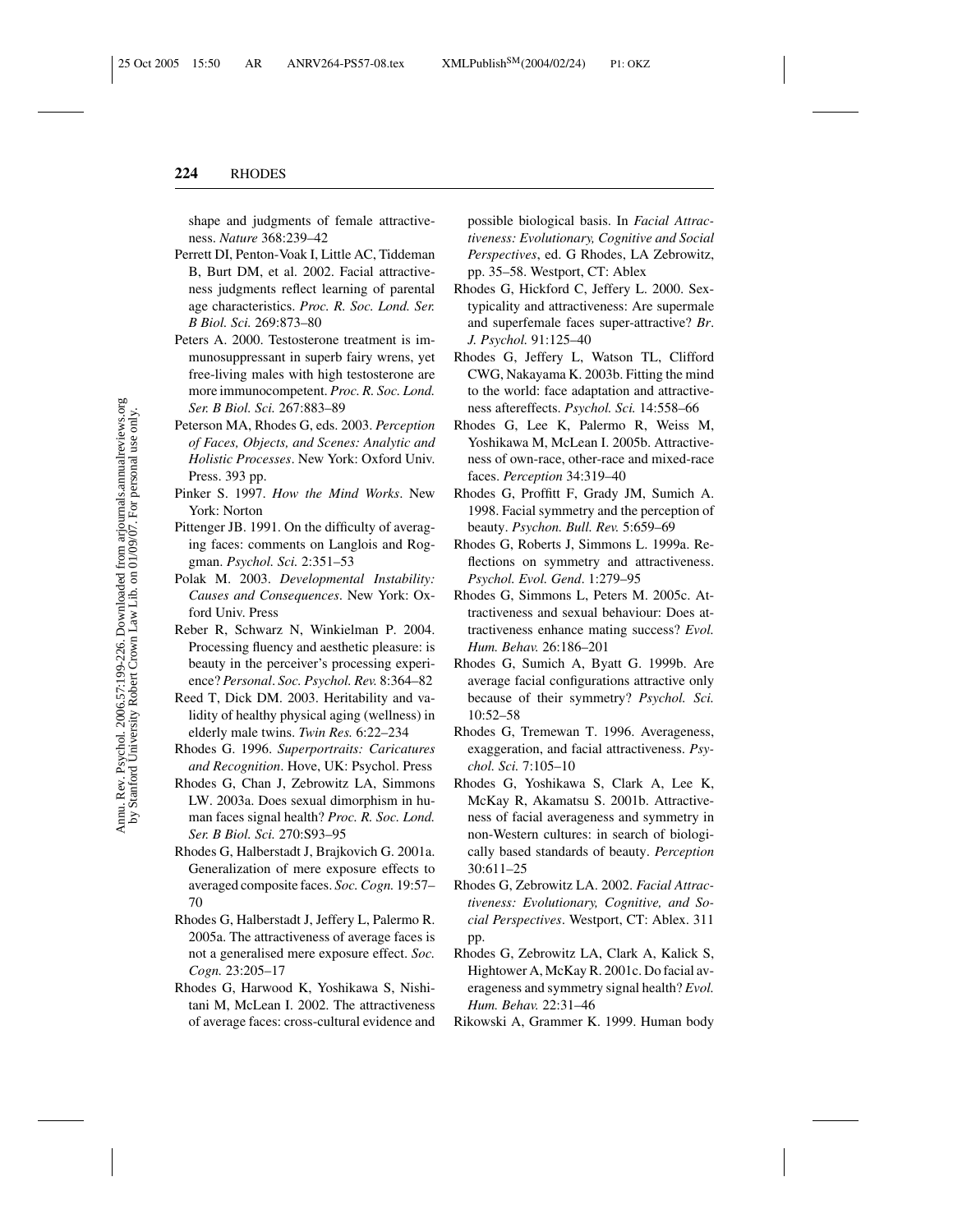shape and judgments of female attractiveness. *Nature* 368:239–42

Perrett DI, Penton-Voak I, Little AC, Tiddeman B, Burt DM, et al. 2002. Facial attractiveness judgments reflect learning of parental age characteristics. *Proc. R. Soc. Lond. Ser. B Biol. Sci.* 269:873–80

Peters A. 2000. Testosterone treatment is immunosuppressant in superb fairy wrens, yet free-living males with high testosterone are more immunocompetent. *Proc. R. Soc. Lond. Ser. B Biol. Sci.* 267:883–89

Peterson MA, Rhodes G, eds. 2003. *Perception of Faces, Objects, and Scenes: Analytic and Holistic Processes*. New York: Oxford Univ. Press. 393 pp.

Pinker S. 1997. *How the Mind Works*. New York: Norton

Pittenger JB. 1991. On the difficulty of averaging faces: comments on Langlois and Roggman. *Psychol. Sci.* 2:351–53

Polak M. 2003. *Developmental Instability: Causes and Consequences*. New York: Oxford Univ. Press

Reber R, Schwarz N, Winkielman P. 2004. Processing fluency and aesthetic pleasure: is beauty in the perceiver's processing experience? *Personal. Soc. Psychol. Rev.* 8:364–82

Reed T, Dick DM. 2003. Heritability and validity of healthy physical aging (wellness) in elderly male twins. *Twin Res.* 6:22–234

Rhodes G. 1996. *Superportraits: Caricatures and Recognition*. Hove, UK: Psychol. Press

Rhodes G, Chan J, Zebrowitz LA, Simmons LW. 2003a. Does sexual dimorphism in human faces signal health? *Proc. R. Soc. Lond. Ser. B Biol. Sci.* 270:S93–95

Rhodes G, Halberstadt J, Brajkovich G. 2001a. Generalization of mere exposure effects to averaged composite faces. *Soc. Cogn.* 19:57–70

Rhodes G, Halberstadt J, Jeffery L, Palermo R. 2005a. The attractiveness of average faces is not a generalised mere exposure effect. *Soc. Cogn.* 23:205–17

Rhodes G, Harwood K, Yoshikawa S, Nishitani M, McLean I. 2002. The attractiveness of average faces: cross-cultural evidence and possible biological basis. In *Facial Attractiveness: Evolutionary, Cognitive and Social Perspectives*, ed. G Rhodes, LA Zebrowitz, pp. 35–58. Westport, CT: Ablex

Rhodes G, Hickford C, Jeffery L. 2000. Sex-typicality and attractiveness: Are supermale and superfemale faces super-attractive? *Br. J. Psychol.* 91:125–40

Rhodes G, Jeffery L, Watson TL, Clifford CWG, Nakayama K. 2003b. Fitting the mind to the world: face adaptation and attractiveness aftereffects. *Psychol. Sci.* 14:558–66

Rhodes G, Lee K, Palermo R, Weiss M, Yoshikawa M, McLean I. 2005b. Attractiveness of own-race, other-race and mixed-race faces. *Perception* 34:319–40

Rhodes G, Proffitt F, Grady JM, Sumich A. 1998. Facial symmetry and the perception of beauty. *Psychon. Bull. Rev.* 5:659–69

Rhodes G, Roberts J, Simmons L. 1999a. Reflections on symmetry and attractiveness. *Psychol. Evol. Gend*. 1:279–95

Rhodes G, Simmons L, Peters M. 2005c. Attractiveness and sexual behaviour: Does attractiveness enhance mating success? *Evol. Hum. Behav.* 26:186–201

Rhodes G, Sumich A, Byatt G. 1999b. Are average facial configurations attractive only because of their symmetry? *Psychol. Sci.* 10:52–58

Rhodes G, Tremewan T. 1996. Averageness, exaggeration, and facial attractiveness. *Psychol. Sci.* 7:105–10

Rhodes G, Yoshikawa S, Clark A, Lee K, McKay R, Akamatsu S. 2001b. Attractiveness of facial averageness and symmetry in non-Western cultures: in search of biologically based standards of beauty. *Perception* 30:611–25

Rhodes G, Zebrowitz LA. 2002. *Facial Attractiveness: Evolutionary, Cognitive, and Social Perspectives*. Westport, CT: Ablex. 311 pp.

Rhodes G, Zebrowitz LA, Clark A, Kalick S, Hightower A, McKay R. 2001c. Do facial averageness and symmetry signal health? *Evol. Hum. Behav.* 22:31–46

Rikowski A, Grammer K. 1999. Human body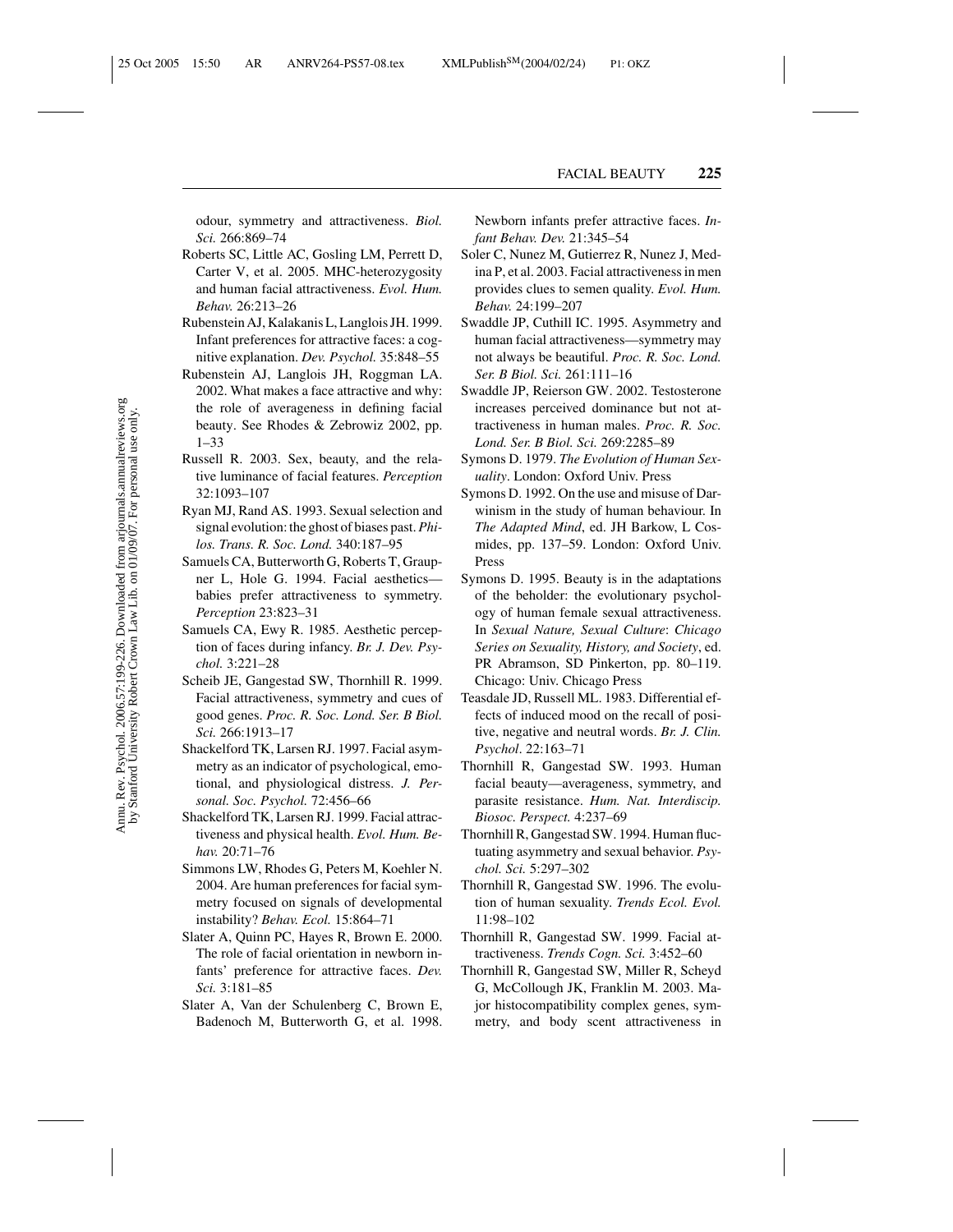odour, symmetry and attractiveness. *Biol. Sci.* 266:869–74

Roberts SC, Little AC, Gosling LM, Perrett D, Carter V, et al. 2005. MHC-heterozygosity and human facial attractiveness. *Evol. Hum. Behav.* 26:213–26

Rubenstein AJ, Kalakanis L, Langlois JH. 1999. Infant preferences for attractive faces: a cognitive explanation. *Dev. Psychol.* 35:848–55

Rubenstein AJ, Langlois JH, Roggman LA. 2002. What makes a face attractive and why: the role of averageness in defining facial beauty. See Rhodes & Zebrowiz 2002, pp. 1–33

Russell R. 2003. Sex, beauty, and the relative luminance of facial features. *Perception* 32:1093–107

Ryan MJ, Rand AS. 1993. Sexual selection and signal evolution: the ghost of biases past. *Philos. Trans. R. Soc. Lond.* 340:187–95

Samuels CA, Butterworth G, Roberts T, Graupner L, Hole G. 1994. Facial aesthetics—babies prefer attractiveness to symmetry. *Perception* 23:823–31

Samuels CA, Ewy R. 1985. Aesthetic perception of faces during infancy. *Br. J. Dev. Psychol.* 3:221–28

Scheib JE, Gangestad SW, Thornhill R. 1999. Facial attractiveness, symmetry and cues of good genes. *Proc. R. Soc. Lond. Ser. B Biol. Sci.* 266:1913–17

Shackelford TK, Larsen RJ. 1997. Facial asymmetry as an indicator of psychological, emotional, and physiological distress. *J. Personal. Soc. Psychol.* 72:456–66

Shackelford TK, Larsen RJ. 1999. Facial attractiveness and physical health. *Evol. Hum. Behav.* 20:71–76

Simmons LW, Rhodes G, Peters M, Koehler N. 2004. Are human preferences for facial symmetry focused on signals of developmental instability? *Behav. Ecol.* 15:864–71

Slater A, Quinn PC, Hayes R, Brown E. 2000. The role of facial orientation in newborn infants' preference for attractive faces. *Dev. Sci.* 3:181–85

Slater A, Van der Schulenberg C, Brown E, Badenoch M, Butterworth G, et al. 1998. Newborn infants prefer attractive faces. *Infant Behav. Dev.* 21:345–54

Soler C, Nunez M, Gutierrez R, Nunez J, Medina P, et al. 2003. Facial attractiveness in men provides clues to semen quality. *Evol. Hum. Behav.* 24:199–207

Swaddle JP, Cuthill IC. 1995. Asymmetry and human facial attractiveness—symmetry may not always be beautiful. *Proc. R. Soc. Lond. Ser. B Biol. Sci.* 261:111–16

Swaddle JP, Reierson GW. 2002. Testosterone increases perceived dominance but not attractiveness in human males. *Proc. R. Soc. Lond. Ser. B Biol. Sci.* 269:2285–89

Symons D. 1979. *The Evolution of Human Sexuality*. London: Oxford Univ. Press

Symons D. 1992. On the use and misuse of Darwinism in the study of human behaviour. In *The Adapted Mind*, ed. JH Barkow, L Cosmides, pp. 137–59. London: Oxford Univ. Press

Symons D. 1995. Beauty is in the adaptations of the beholder: the evolutionary psychology of human female sexual attractiveness. In *Sexual Nature, Sexual Culture*: *Chicago Series on Sexuality, History, and Society*, ed. PR Abramson, SD Pinkerton, pp. 80–119. Chicago: Univ. Chicago Press

Teasdale JD, Russell ML. 1983. Differential effects of induced mood on the recall of positive, negative and neutral words. *Br. J. Clin. Psychol*. 22:163–71

Thornhill R, Gangestad SW. 1993. Human facial beauty—averageness, symmetry, and parasite resistance. *Hum. Nat. Interdiscip. Biosoc. Perspect.* 4:237–69

Thornhill R, Gangestad SW. 1994. Human fluctuating asymmetry and sexual behavior. *Psychol. Sci.* 5:297–302

Thornhill R, Gangestad SW. 1996. The evolution of human sexuality. *Trends Ecol. Evol.* 11:98–102

Thornhill R, Gangestad SW. 1999. Facial attractiveness. *Trends Cogn. Sci.* 3:452–60

Thornhill R, Gangestad SW, Miller R, Scheyd G, McCollough JK, Franklin M. 2003. Major histocompatibility complex genes, symmetry, and body scent attractiveness in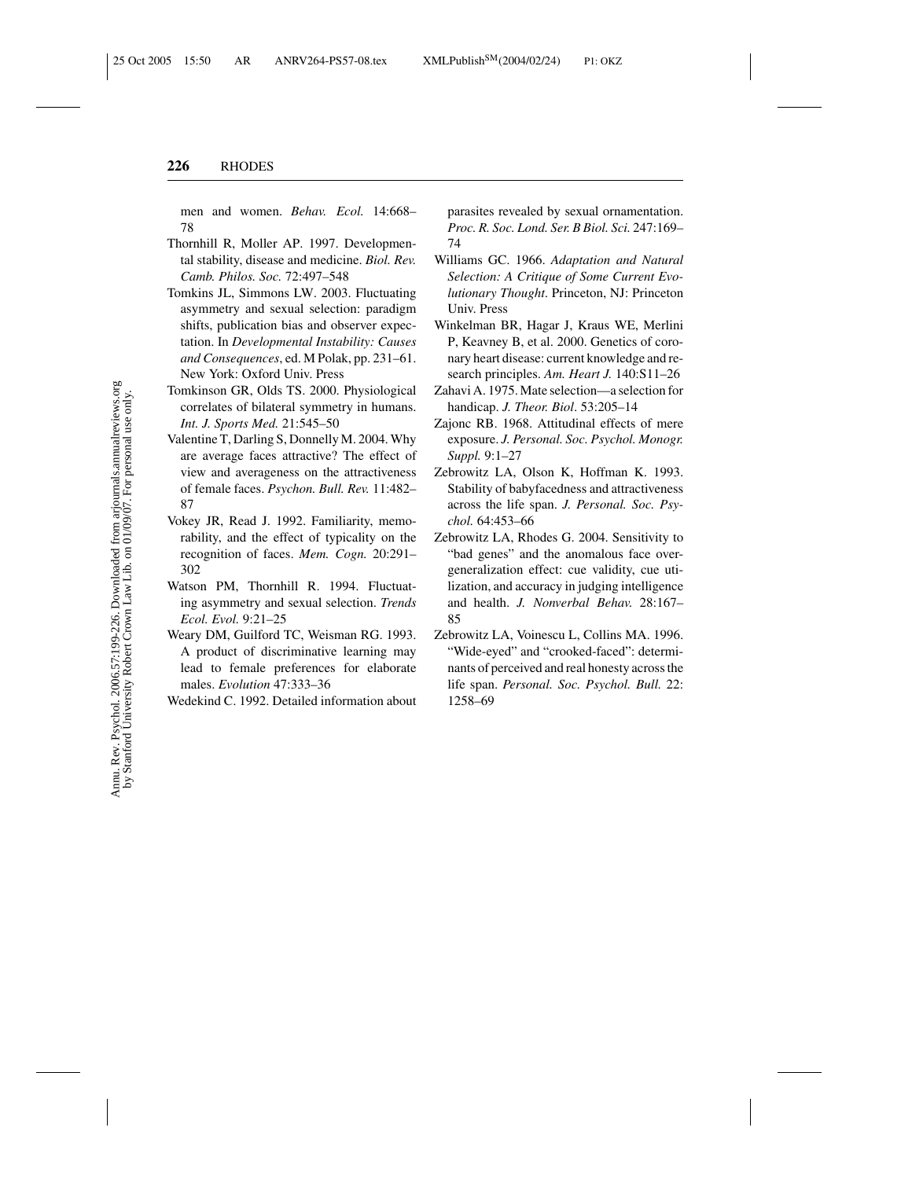men and women. *Behav. Ecol.* 14:668–78

Thornhill R, Moller AP. 1997. Developmental stability, disease and medicine. *Biol. Rev. Camb. Philos. Soc.* 72:497–548

Tomkins JL, Simmons LW. 2003. Fluctuating asymmetry and sexual selection: paradigm shifts, publication bias and observer expectation. In *Developmental Instability: Causes and Consequences*, ed. M Polak, pp. 231–61. New York: Oxford Univ. Press

Tomkinson GR, Olds TS. 2000. Physiological correlates of bilateral symmetry in humans. *Int. J. Sports Med.* 21:545–50

Valentine T, Darling S, Donnelly M. 2004. Why are average faces attractive? The effect of view and averageness on the attractiveness of female faces. *Psychon. Bull. Rev.* 11:482–87

Vokey JR, Read J. 1992. Familiarity, memorability, and the effect of typicality on the recognition of faces. *Mem. Cogn.* 20:291–302

Watson PM, Thornhill R. 1994. Fluctuating asymmetry and sexual selection. *Trends Ecol. Evol.* 9:21–25

Weary DM, Guilford TC, Weisman RG. 1993. A product of discriminative learning may lead to female preferences for elaborate males. *Evolution* 47:333–36

Wedekind C. 1992. Detailed information about parasites revealed by sexual ornamentation. *Proc. R. Soc. Lond. Ser. B Biol. Sci.* 247:169–74

Williams GC. 1966. *Adaptation and Natural Selection: A Critique of Some Current Evolutionary Thought*. Princeton, NJ: Princeton Univ. Press

Winkelman BR, Hagar J, Kraus WE, Merlini P, Keavney B, et al. 2000. Genetics of coronary heart disease: current knowledge and research principles. *Am. Heart J.* 140:S11–26

Zahavi A. 1975. Mate selection—a selection for handicap. *J. Theor. Biol*. 53:205–14

Zajonc RB. 1968. Attitudinal effects of mere exposure. *J. Personal. Soc. Psychol. Monogr. Suppl.* 9:1–27

Zebrowitz LA, Olson K, Hoffman K. 1993. Stability of babyfacedness and attractiveness across the life span. *J. Personal. Soc. Psychol.* 64:453–66

Zebrowitz LA, Rhodes G. 2004. Sensitivity to "bad genes" and the anomalous face overgeneralization effect: cue validity, cue utilization, and accuracy in judging intelligence and health. *J. Nonverbal Behav.* 28:167–85

Zebrowitz LA, Voinescu L, Collins MA. 1996. "Wide-eyed" and "crooked-faced": determinants of perceived and real honesty across the life span. *Personal. Soc. Psychol. Bull.* 22: 1258–69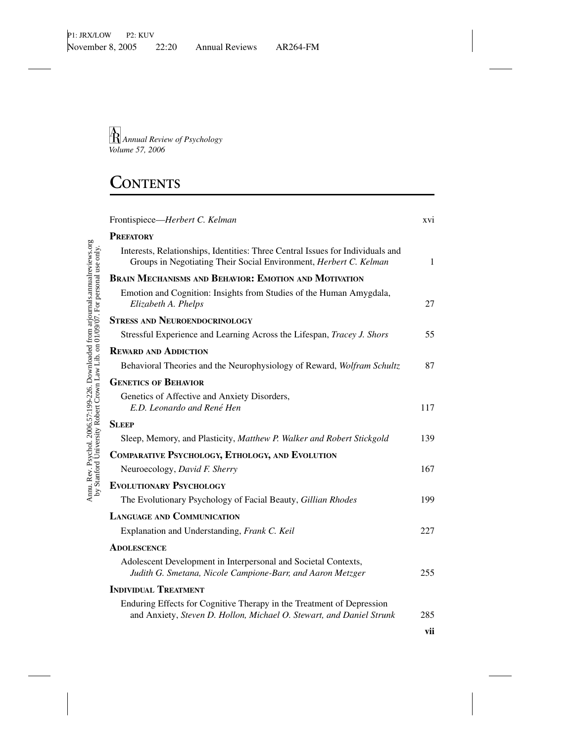*Annual Review of Psychology*
*Volume 57, 2006*

# CONTENTS

Frontispiece—*Herbert C. Kelman* xvi

## PREFATORY

Interests, Relationships, Identities: Three Central Issues for Individuals and Groups in Negotiating Their Social Environment, *Herbert C. Kelman* 1

## BRAIN MECHANISMS AND BEHAVIOR: EMOTION AND MOTIVATION

Emotion and Cognition: Insights from Studies of the Human Amygdala, *Elizabeth A. Phelps* 27

## STRESS AND NEUROENDOCRINOLOGY

Stressful Experience and Learning Across the Lifespan, *Tracey J. Shors* 55

## REWARD AND ADDICTION

Behavioral Theories and the Neurophysiology of Reward, *Wolfram Schultz* 87

## GENETICS OF BEHAVIOR

Genetics of Affective and Anxiety Disorders, *E.D. Leonardo and René Hen* 117

## SLEEP

Sleep, Memory, and Plasticity, *Matthew P. Walker and Robert Stickgold* 139

## COMPARATIVE PSYCHOLOGY, ETHOLOGY, AND EVOLUTION

Neuroecology, *David F. Sherry* 167

## EVOLUTIONARY PSYCHOLOGY

The Evolutionary Psychology of Facial Beauty, *Gillian Rhodes* 199

## LANGUAGE AND COMMUNICATION

Explanation and Understanding, *Frank C. Keil* 227

## ADOLESCENCE

Adolescent Development in Interpersonal and Societal Contexts, *Judith G. Smetana, Nicole Campione-Barr, and Aaron Metzger* 255

## INDIVIDUAL TREATMENT

Enduring Effects for Cognitive Therapy in the Treatment of Depression and Anxiety, *Steven D. Hollon, Michael O. Stewart, and Daniel Strunk* 285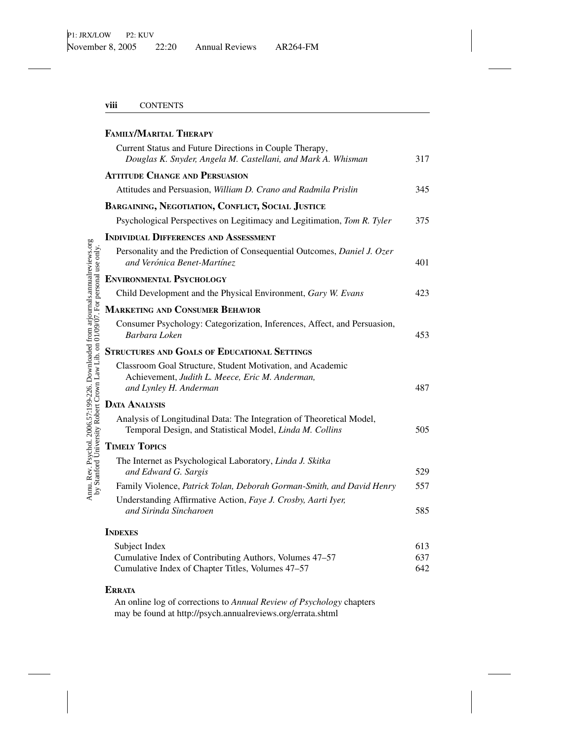**Family/Marital Therapy**

Current Status and Future Directions in Couple Therapy, *Douglas K. Snyder, Angela M. Castellani, and Mark A. Whisman* 317

**Attitude Change and Persuasion**

Attitudes and Persuasion, *William D. Crano and Radmila Prislin* 345

**Bargaining, Negotiation, Conflict, Social Justice**

Psychological Perspectives on Legitimacy and Legitimation, *Tom R. Tyler* 375

**Individual Differences and Assessment**

Personality and the Prediction of Consequential Outcomes, *Daniel J. Ozer and Verónica Benet-Martínez* 401

**Environmental Psychology**

Child Development and the Physical Environment, *Gary W. Evans* 423

**Marketing and Consumer Behavior**

Consumer Psychology: Categorization, Inferences, Affect, and Persuasion, *Barbara Loken* 453

**Structures and Goals of Educational Settings**

Classroom Goal Structure, Student Motivation, and Academic Achievement, *Judith L. Meece, Eric M. Anderman, and Lynley H. Anderman* 487

**Data Analysis**

Analysis of Longitudinal Data: The Integration of Theoretical Model, Temporal Design, and Statistical Model, *Linda M. Collins* 505

**Timely Topics**

The Internet as Psychological Laboratory, *Linda J. Skitka and Edward G. Sargis* 529

Family Violence, *Patrick Tolan, Deborah Gorman-Smith, and David Henry* 557

Understanding Affirmative Action, *Faye J. Crosby, Aarti Iyer, and Sirinda Sincharoen* 585

**Indexes**

Subject Index 613

Cumulative Index of Contributing Authors, Volumes 47–57 637

Cumulative Index of Chapter Titles, Volumes 47–57 642

**Errata**

An online log of corrections to *Annual Review of Psychology* chapters may be found at http://psych.annualreviews.org/errata.shtml